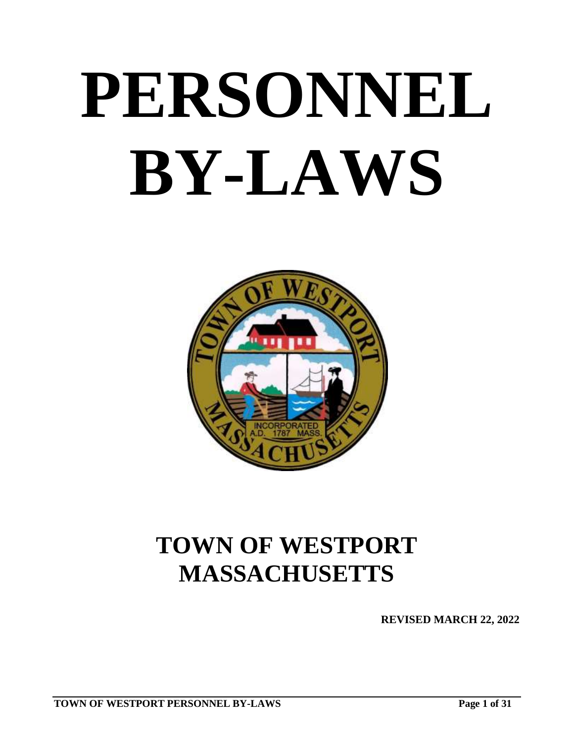# PERSONNEL BY-LAWS

## TOWN OF WESTPORT MASSACHUSETTS

**REVISED MARCH 22, 2022**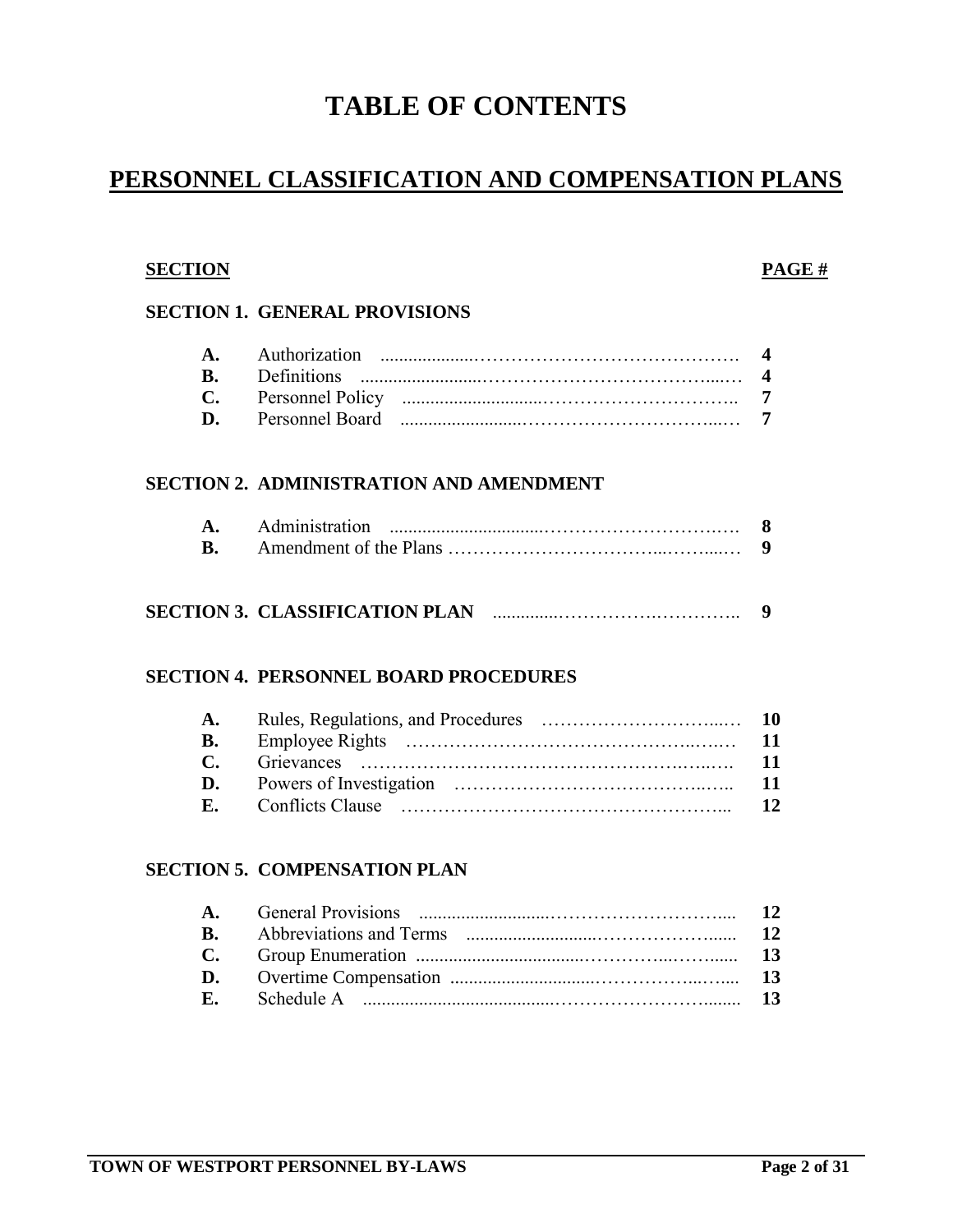# TABLE OF CONTENTS

## PERSONNEL CLASSIFICATION AND COMPENSATION PLANS

| SECTION | | PAGE # |
|---|---|---|
| **SECTION 1. GENERAL PROVISIONS** | | |
| **A.** | Authorization | **4** |
| **B.** | Definitions | **4** |
| **C.** | Personnel Policy | **7** |
| **D.** | Personnel Board | **7** |
| **SECTION 2. ADMINISTRATION AND AMENDMENT** | | |
| **A.** | Administration | **8** |
| **B.** | Amendment of the Plans | **9** |
| **SECTION 3. CLASSIFICATION PLAN** | | **9** |
| **SECTION 4. PERSONNEL BOARD PROCEDURES** | | |
| **A.** | Rules, Regulations, and Procedures | **10** |
| **B.** | Employee Rights | **11** |
| **C.** | Grievances | **11** |
| **D.** | Powers of Investigation | **11** |
| **E.** | Conflicts Clause | **12** |
| **SECTION 5. COMPENSATION PLAN** | | |
| **A.** | General Provisions | **12** |
| **B.** | Abbreviations and Terms | **12** |
| **C.** | Group Enumeration | **13** |
| **D.** | Overtime Compensation | **13** |
| **E.** | Schedule A | **13** |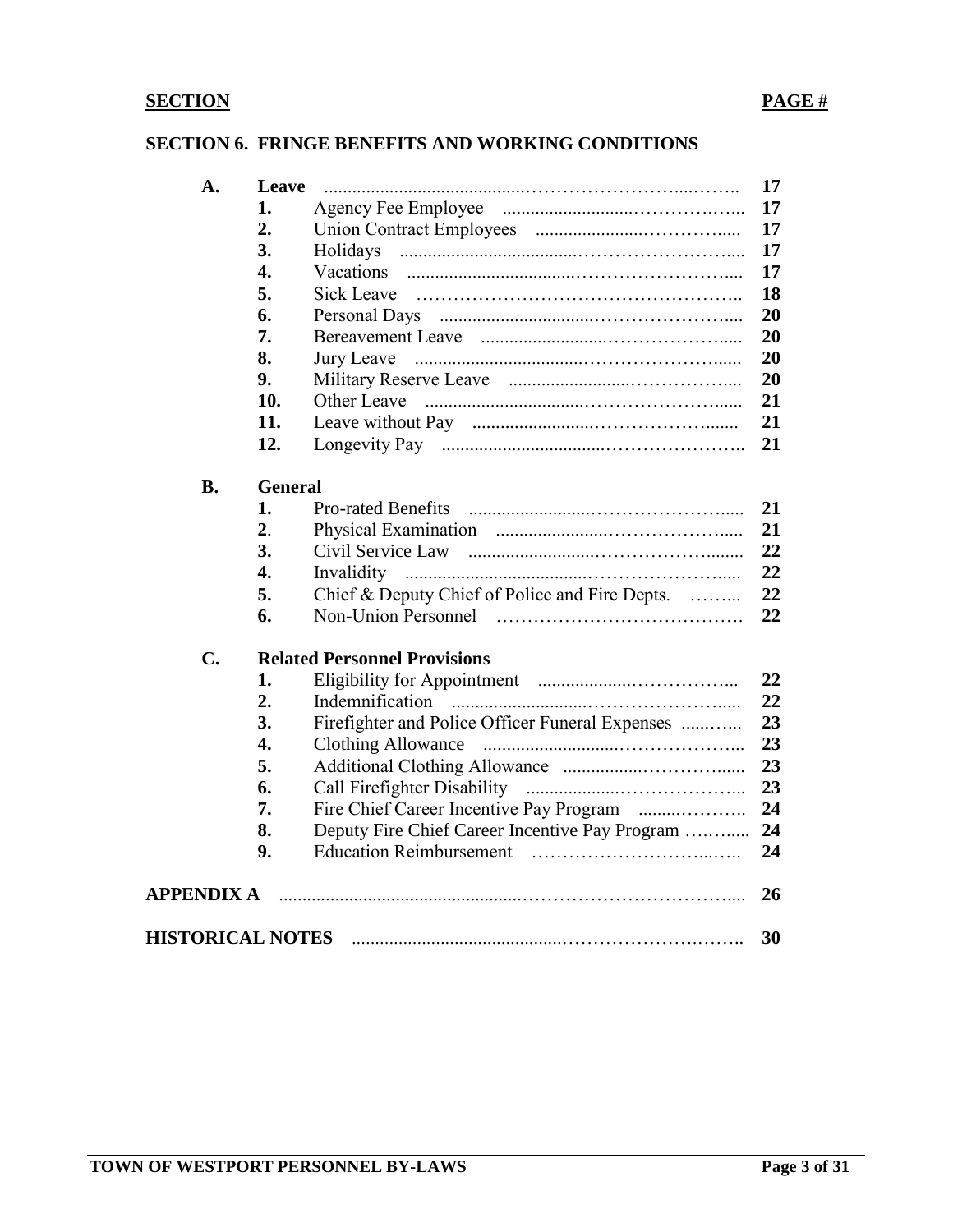| **SECTION** | | | **PAGE #** |
|---|---|---|---|
| **SECTION 6. FRINGE BENEFITS AND WORKING CONDITIONS** | | | |
| **A.** | **Leave** | | **17** |
| | **1.** | Agency Fee Employee | **17** |
| | **2.** | Union Contract Employees | **17** |
| | **3.** | Holidays | **17** |
| | **4.** | Vacations | **17** |
| | **5.** | Sick Leave | **18** |
| | **6.** | Personal Days | **20** |
| | **7.** | Bereavement Leave | **20** |
| | **8.** | Jury Leave | **20** |
| | **9.** | Military Reserve Leave | **20** |
| | **10.** | Other Leave | **21** |
| | **11.** | Leave without Pay | **21** |
| | **12.** | Longevity Pay | **21** |
| **B.** | **General** | | |
| | **1.** | Pro-rated Benefits | **21** |
| | **2**. | Physical Examination | **21** |
| | **3.** | Civil Service Law | **22** |
| | **4.** | Invalidity | **22** |
| | **5.** | Chief & Deputy Chief of Police and Fire Depts. | **22** |
| | **6.** | Non-Union Personnel | **22** |
| **C.** | **Related Personnel Provisions** | | |
| | **1.** | Eligibility for Appointment | **22** |
| | **2.** | Indemnification | **22** |
| | **3.** | Firefighter and Police Officer Funeral Expenses | **23** |
| | **4.** | Clothing Allowance | **23** |
| | **5.** | Additional Clothing Allowance | **23** |
| | **6.** | Call Firefighter Disability | **23** |
| | **7.** | Fire Chief Career Incentive Pay Program | **24** |
| | **8.** | Deputy Fire Chief Career Incentive Pay Program | **24** |
| | **9.** | Education Reimbursement | **24** |
| **APPENDIX A** | | | **26** |
| **HISTORICAL NOTES** | | | **30** |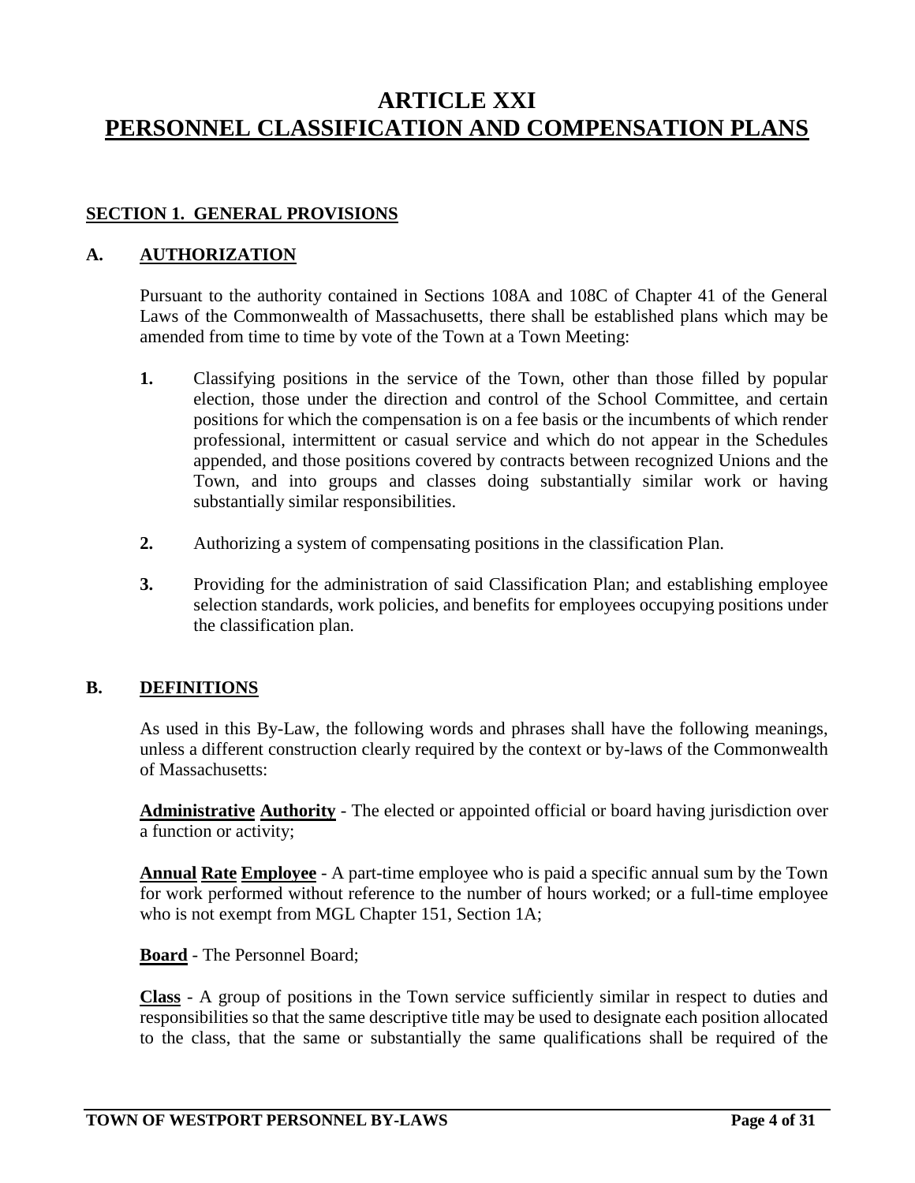# ARTICLE XXI
# PERSONNEL CLASSIFICATION AND COMPENSATION PLANS

## SECTION 1. GENERAL PROVISIONS

### A. AUTHORIZATION

Pursuant to the authority contained in Sections 108A and 108C of Chapter 41 of the General Laws of the Commonwealth of Massachusetts, there shall be established plans which may be amended from time to time by vote of the Town at a Town Meeting:

1. Classifying positions in the service of the Town, other than those filled by popular election, those under the direction and control of the School Committee, and certain positions for which the compensation is on a fee basis or the incumbents of which render professional, intermittent or casual service and which do not appear in the Schedules appended, and those positions covered by contracts between recognized Unions and the Town, and into groups and classes doing substantially similar work or having substantially similar responsibilities.

2. Authorizing a system of compensating positions in the classification Plan.

3. Providing for the administration of said Classification Plan; and establishing employee selection standards, work policies, and benefits for employees occupying positions under the classification plan.

### B. DEFINITIONS

As used in this By-Law, the following words and phrases shall have the following meanings, unless a different construction clearly required by the context or by-laws of the Commonwealth of Massachusetts:

**Administrative Authority** - The elected or appointed official or board having jurisdiction over a function or activity;

**Annual Rate Employee** - A part-time employee who is paid a specific annual sum by the Town for work performed without reference to the number of hours worked; or a full-time employee who is not exempt from MGL Chapter 151, Section 1A;

**Board** - The Personnel Board;

**Class** - A group of positions in the Town service sufficiently similar in respect to duties and responsibilities so that the same descriptive title may be used to designate each position allocated to the class, that the same or substantially the same qualifications shall be required of the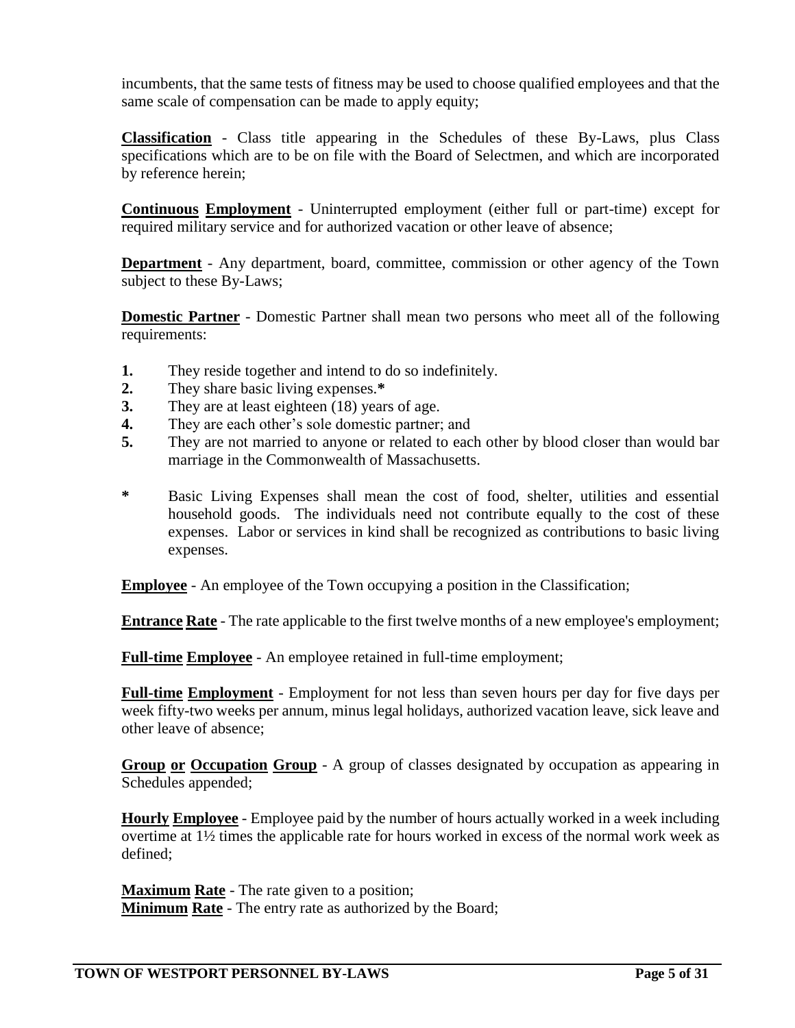incumbents, that the same tests of fitness may be used to choose qualified employees and that the same scale of compensation can be made to apply equity;

**Classification** - Class title appearing in the Schedules of these By-Laws, plus Class specifications which are to be on file with the Board of Selectmen, and which are incorporated by reference herein;

**Continuous Employment** - Uninterrupted employment (either full or part-time) except for required military service and for authorized vacation or other leave of absence;

**Department** - Any department, board, committee, commission or other agency of the Town subject to these By-Laws;

**Domestic Partner** - Domestic Partner shall mean two persons who meet all of the following requirements:

1. They reside together and intend to do so indefinitely.
2. They share basic living expenses.*
3. They are at least eighteen (18) years of age.
4. They are each other's sole domestic partner; and
5. They are not married to anyone or related to each other by blood closer than would bar marriage in the Commonwealth of Massachusetts.

\* Basic Living Expenses shall mean the cost of food, shelter, utilities and essential household goods. The individuals need not contribute equally to the cost of these expenses. Labor or services in kind shall be recognized as contributions to basic living expenses.

**Employee** - An employee of the Town occupying a position in the Classification;

**Entrance Rate** - The rate applicable to the first twelve months of a new employee's employment;

**Full-time Employee** - An employee retained in full-time employment;

**Full-time Employment** - Employment for not less than seven hours per day for five days per week fifty-two weeks per annum, minus legal holidays, authorized vacation leave, sick leave and other leave of absence;

**Group or Occupation Group** - A group of classes designated by occupation as appearing in Schedules appended;

**Hourly Employee** - Employee paid by the number of hours actually worked in a week including overtime at 1½ times the applicable rate for hours worked in excess of the normal work week as defined;

**Maximum Rate** - The rate given to a position;
**Minimum Rate** - The entry rate as authorized by the Board;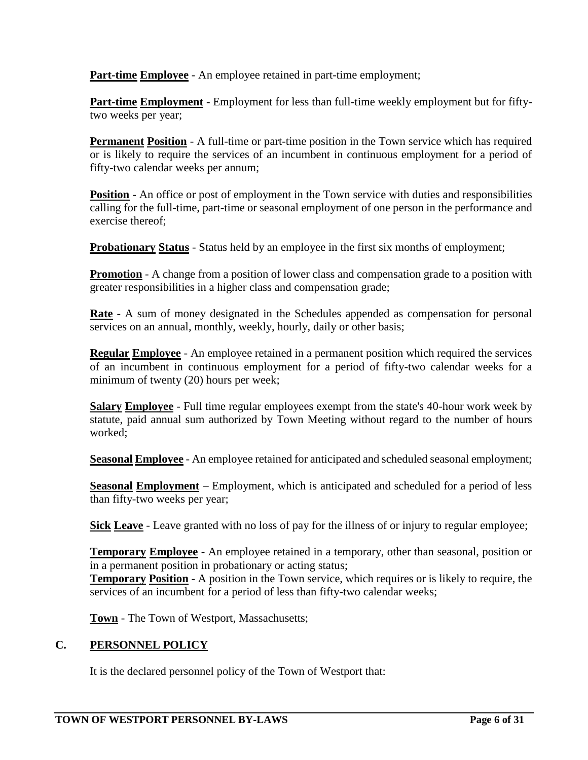**Part-time Employee** - An employee retained in part-time employment;

**Part-time Employment** - Employment for less than full-time weekly employment but for fifty-two weeks per year;

**Permanent Position** - A full-time or part-time position in the Town service which has required or is likely to require the services of an incumbent in continuous employment for a period of fifty-two calendar weeks per annum;

**Position** - An office or post of employment in the Town service with duties and responsibilities calling for the full-time, part-time or seasonal employment of one person in the performance and exercise thereof;

**Probationary Status** - Status held by an employee in the first six months of employment;

**Promotion** - A change from a position of lower class and compensation grade to a position with greater responsibilities in a higher class and compensation grade;

**Rate** - A sum of money designated in the Schedules appended as compensation for personal services on an annual, monthly, weekly, hourly, daily or other basis;

**Regular Employee** - An employee retained in a permanent position which required the services of an incumbent in continuous employment for a period of fifty-two calendar weeks for a minimum of twenty (20) hours per week;

**Salary Employee** - Full time regular employees exempt from the state's 40-hour work week by statute, paid annual sum authorized by Town Meeting without regard to the number of hours worked;

**Seasonal Employee** - An employee retained for anticipated and scheduled seasonal employment;

**Seasonal Employment** – Employment, which is anticipated and scheduled for a period of less than fifty-two weeks per year;

**Sick Leave** - Leave granted with no loss of pay for the illness of or injury to regular employee;

**Temporary Employee** - An employee retained in a temporary, other than seasonal, position or in a permanent position in probationary or acting status;

**Temporary Position** - A position in the Town service, which requires or is likely to require, the services of an incumbent for a period of less than fifty-two calendar weeks;

**Town** - The Town of Westport, Massachusetts;

## C. PERSONNEL POLICY

It is the declared personnel policy of the Town of Westport that: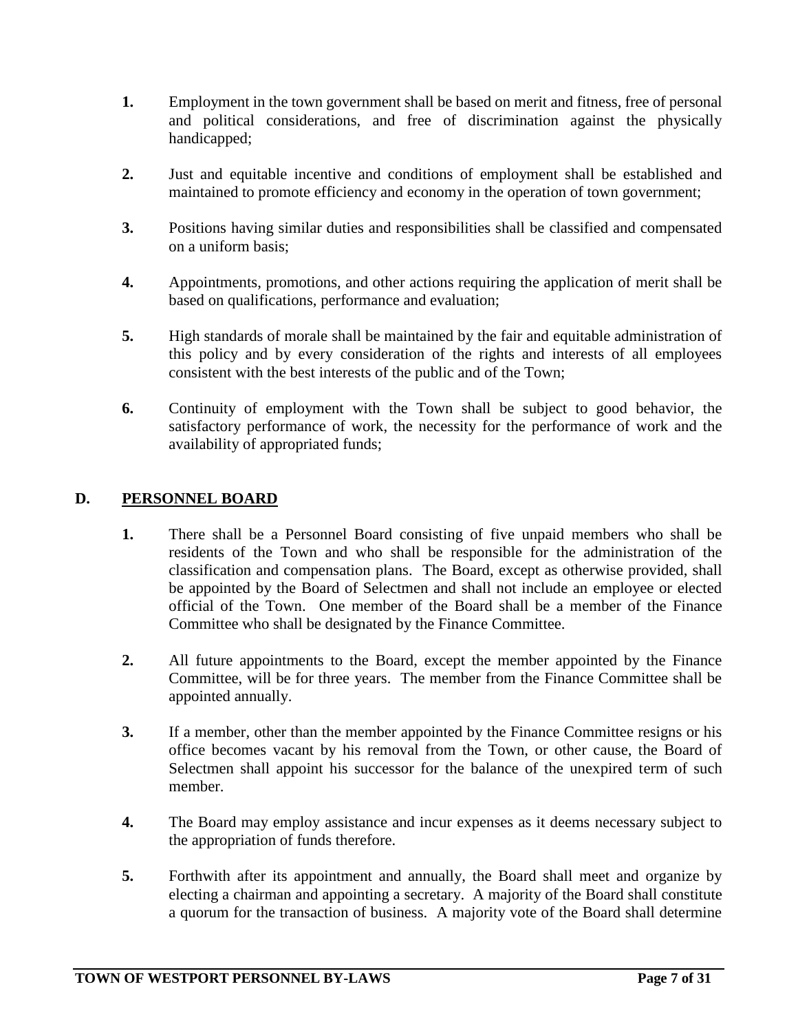1. Employment in the town government shall be based on merit and fitness, free of personal and political considerations, and free of discrimination against the physically handicapped;

2. Just and equitable incentive and conditions of employment shall be established and maintained to promote efficiency and economy in the operation of town government;

3. Positions having similar duties and responsibilities shall be classified and compensated on a uniform basis;

4. Appointments, promotions, and other actions requiring the application of merit shall be based on qualifications, performance and evaluation;

5. High standards of morale shall be maintained by the fair and equitable administration of this policy and by every consideration of the rights and interests of all employees consistent with the best interests of the public and of the Town;

6. Continuity of employment with the Town shall be subject to good behavior, the satisfactory performance of work, the necessity for the performance of work and the availability of appropriated funds;

## D. PERSONNEL BOARD

1. There shall be a Personnel Board consisting of five unpaid members who shall be residents of the Town and who shall be responsible for the administration of the classification and compensation plans. The Board, except as otherwise provided, shall be appointed by the Board of Selectmen and shall not include an employee or elected official of the Town. One member of the Board shall be a member of the Finance Committee who shall be designated by the Finance Committee.

2. All future appointments to the Board, except the member appointed by the Finance Committee, will be for three years. The member from the Finance Committee shall be appointed annually.

3. If a member, other than the member appointed by the Finance Committee resigns or his office becomes vacant by his removal from the Town, or other cause, the Board of Selectmen shall appoint his successor for the balance of the unexpired term of such member.

4. The Board may employ assistance and incur expenses as it deems necessary subject to the appropriation of funds therefore.

5. Forthwith after its appointment and annually, the Board shall meet and organize by electing a chairman and appointing a secretary. A majority of the Board shall constitute a quorum for the transaction of business. A majority vote of the Board shall determine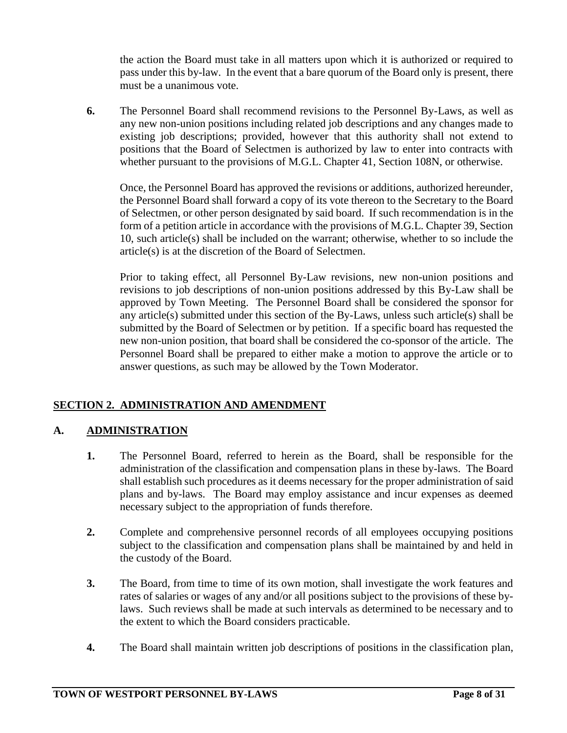the action the Board must take in all matters upon which it is authorized or required to pass under this by-law. In the event that a bare quorum of the Board only is present, there must be a unanimous vote.

**6.** The Personnel Board shall recommend revisions to the Personnel By-Laws, as well as any new non-union positions including related job descriptions and any changes made to existing job descriptions; provided, however that this authority shall not extend to positions that the Board of Selectmen is authorized by law to enter into contracts with whether pursuant to the provisions of M.G.L. Chapter 41, Section 108N, or otherwise.

Once, the Personnel Board has approved the revisions or additions, authorized hereunder, the Personnel Board shall forward a copy of its vote thereon to the Secretary to the Board of Selectmen, or other person designated by said board. If such recommendation is in the form of a petition article in accordance with the provisions of M.G.L. Chapter 39, Section 10, such article(s) shall be included on the warrant; otherwise, whether to so include the article(s) is at the discretion of the Board of Selectmen.

Prior to taking effect, all Personnel By-Law revisions, new non-union positions and revisions to job descriptions of non-union positions addressed by this By-Law shall be approved by Town Meeting. The Personnel Board shall be considered the sponsor for any article(s) submitted under this section of the By-Laws, unless such article(s) shall be submitted by the Board of Selectmen or by petition. If a specific board has requested the new non-union position, that board shall be considered the co-sponsor of the article. The Personnel Board shall be prepared to either make a motion to approve the article or to answer questions, as such may be allowed by the Town Moderator.

## SECTION 2. ADMINISTRATION AND AMENDMENT

### A. ADMINISTRATION

**1.** The Personnel Board, referred to herein as the Board, shall be responsible for the administration of the classification and compensation plans in these by-laws. The Board shall establish such procedures as it deems necessary for the proper administration of said plans and by-laws. The Board may employ assistance and incur expenses as deemed necessary subject to the appropriation of funds therefore.

**2.** Complete and comprehensive personnel records of all employees occupying positions subject to the classification and compensation plans shall be maintained by and held in the custody of the Board.

**3.** The Board, from time to time of its own motion, shall investigate the work features and rates of salaries or wages of any and/or all positions subject to the provisions of these by-laws. Such reviews shall be made at such intervals as determined to be necessary and to the extent to which the Board considers practicable.

**4.** The Board shall maintain written job descriptions of positions in the classification plan,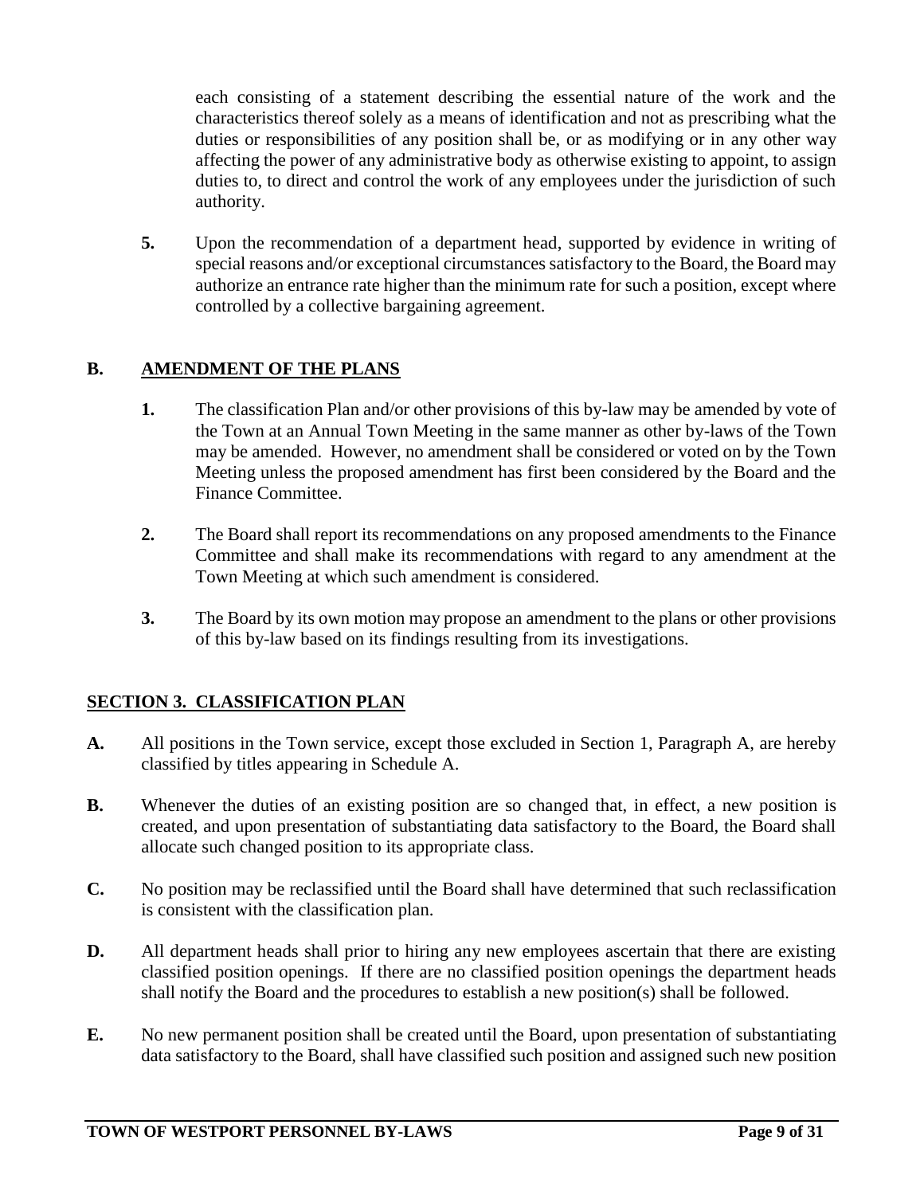each consisting of a statement describing the essential nature of the work and the characteristics thereof solely as a means of identification and not as prescribing what the duties or responsibilities of any position shall be, or as modifying or in any other way affecting the power of any administrative body as otherwise existing to appoint, to assign duties to, to direct and control the work of any employees under the jurisdiction of such authority.

**5.** Upon the recommendation of a department head, supported by evidence in writing of special reasons and/or exceptional circumstances satisfactory to the Board, the Board may authorize an entrance rate higher than the minimum rate for such a position, except where controlled by a collective bargaining agreement.

## B. AMENDMENT OF THE PLANS

**1.** The classification Plan and/or other provisions of this by-law may be amended by vote of the Town at an Annual Town Meeting in the same manner as other by-laws of the Town may be amended. However, no amendment shall be considered or voted on by the Town Meeting unless the proposed amendment has first been considered by the Board and the Finance Committee.

**2.** The Board shall report its recommendations on any proposed amendments to the Finance Committee and shall make its recommendations with regard to any amendment at the Town Meeting at which such amendment is considered.

**3.** The Board by its own motion may propose an amendment to the plans or other provisions of this by-law based on its findings resulting from its investigations.

## SECTION 3. CLASSIFICATION PLAN

**A.** All positions in the Town service, except those excluded in Section 1, Paragraph A, are hereby classified by titles appearing in Schedule A.

**B.** Whenever the duties of an existing position are so changed that, in effect, a new position is created, and upon presentation of substantiating data satisfactory to the Board, the Board shall allocate such changed position to its appropriate class.

**C.** No position may be reclassified until the Board shall have determined that such reclassification is consistent with the classification plan.

**D.** All department heads shall prior to hiring any new employees ascertain that there are existing classified position openings. If there are no classified position openings the department heads shall notify the Board and the procedures to establish a new position(s) shall be followed.

**E.** No new permanent position shall be created until the Board, upon presentation of substantiating data satisfactory to the Board, shall have classified such position and assigned such new position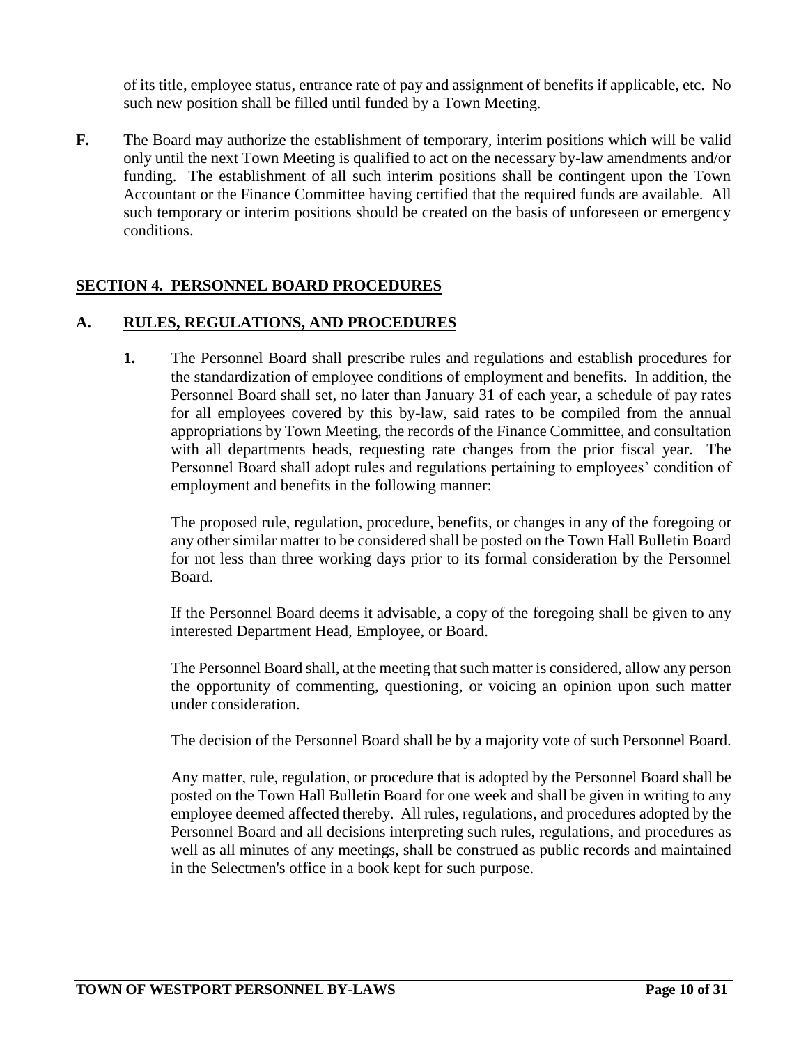of its title, employee status, entrance rate of pay and assignment of benefits if applicable, etc. No such new position shall be filled until funded by a Town Meeting.

**F.** The Board may authorize the establishment of temporary, interim positions which will be valid only until the next Town Meeting is qualified to act on the necessary by-law amendments and/or funding. The establishment of all such interim positions shall be contingent upon the Town Accountant or the Finance Committee having certified that the required funds are available. All such temporary or interim positions should be created on the basis of unforeseen or emergency conditions.

## SECTION 4. PERSONNEL BOARD PROCEDURES

### A. RULES, REGULATIONS, AND PROCEDURES

**1.** The Personnel Board shall prescribe rules and regulations and establish procedures for the standardization of employee conditions of employment and benefits. In addition, the Personnel Board shall set, no later than January 31 of each year, a schedule of pay rates for all employees covered by this by-law, said rates to be compiled from the annual appropriations by Town Meeting, the records of the Finance Committee, and consultation with all departments heads, requesting rate changes from the prior fiscal year. The Personnel Board shall adopt rules and regulations pertaining to employees' condition of employment and benefits in the following manner:

The proposed rule, regulation, procedure, benefits, or changes in any of the foregoing or any other similar matter to be considered shall be posted on the Town Hall Bulletin Board for not less than three working days prior to its formal consideration by the Personnel Board.

If the Personnel Board deems it advisable, a copy of the foregoing shall be given to any interested Department Head, Employee, or Board.

The Personnel Board shall, at the meeting that such matter is considered, allow any person the opportunity of commenting, questioning, or voicing an opinion upon such matter under consideration.

The decision of the Personnel Board shall be by a majority vote of such Personnel Board.

Any matter, rule, regulation, or procedure that is adopted by the Personnel Board shall be posted on the Town Hall Bulletin Board for one week and shall be given in writing to any employee deemed affected thereby. All rules, regulations, and procedures adopted by the Personnel Board and all decisions interpreting such rules, regulations, and procedures as well as all minutes of any meetings, shall be construed as public records and maintained in the Selectmen's office in a book kept for such purpose.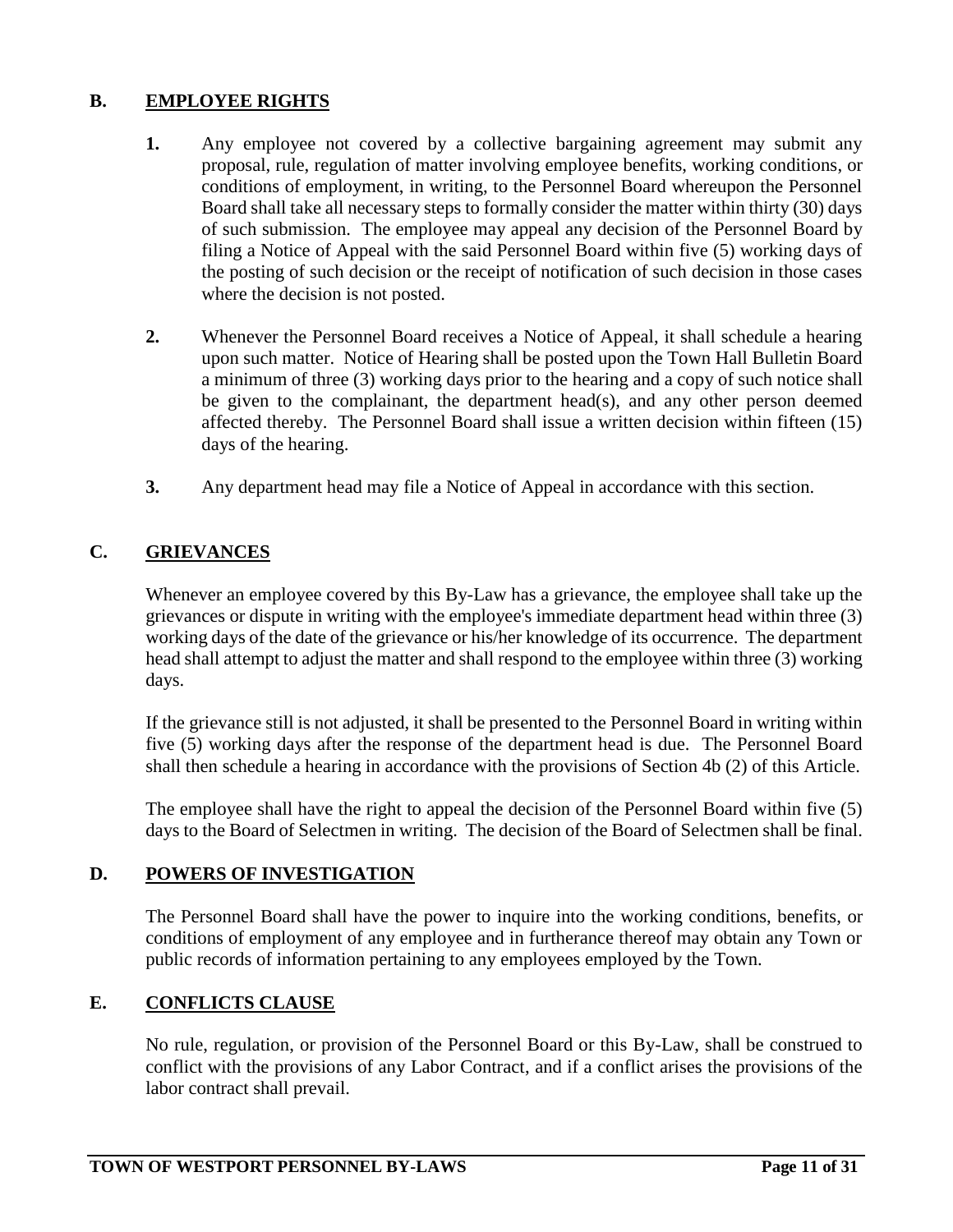## B. EMPLOYEE RIGHTS

**1.** Any employee not covered by a collective bargaining agreement may submit any proposal, rule, regulation of matter involving employee benefits, working conditions, or conditions of employment, in writing, to the Personnel Board whereupon the Personnel Board shall take all necessary steps to formally consider the matter within thirty (30) days of such submission. The employee may appeal any decision of the Personnel Board by filing a Notice of Appeal with the said Personnel Board within five (5) working days of the posting of such decision or the receipt of notification of such decision in those cases where the decision is not posted.

**2.** Whenever the Personnel Board receives a Notice of Appeal, it shall schedule a hearing upon such matter. Notice of Hearing shall be posted upon the Town Hall Bulletin Board a minimum of three (3) working days prior to the hearing and a copy of such notice shall be given to the complainant, the department head(s), and any other person deemed affected thereby. The Personnel Board shall issue a written decision within fifteen (15) days of the hearing.

**3.** Any department head may file a Notice of Appeal in accordance with this section.

## C. GRIEVANCES

Whenever an employee covered by this By-Law has a grievance, the employee shall take up the grievances or dispute in writing with the employee's immediate department head within three (3) working days of the date of the grievance or his/her knowledge of its occurrence. The department head shall attempt to adjust the matter and shall respond to the employee within three (3) working days.

If the grievance still is not adjusted, it shall be presented to the Personnel Board in writing within five (5) working days after the response of the department head is due. The Personnel Board shall then schedule a hearing in accordance with the provisions of Section 4b (2) of this Article.

The employee shall have the right to appeal the decision of the Personnel Board within five (5) days to the Board of Selectmen in writing. The decision of the Board of Selectmen shall be final.

## D. POWERS OF INVESTIGATION

The Personnel Board shall have the power to inquire into the working conditions, benefits, or conditions of employment of any employee and in furtherance thereof may obtain any Town or public records of information pertaining to any employees employed by the Town.

## E. CONFLICTS CLAUSE

No rule, regulation, or provision of the Personnel Board or this By-Law, shall be construed to conflict with the provisions of any Labor Contract, and if a conflict arises the provisions of the labor contract shall prevail.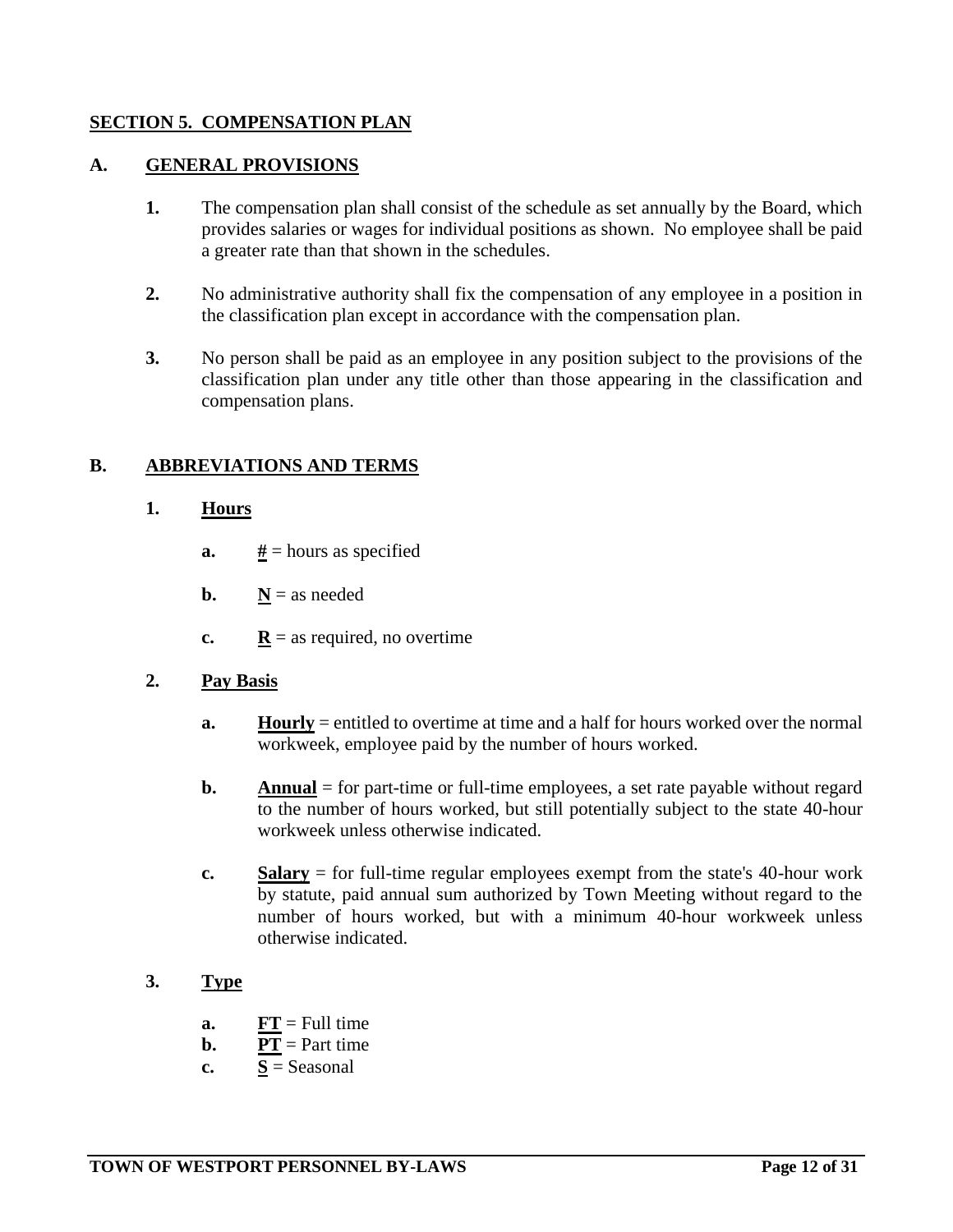## SECTION 5. COMPENSATION PLAN

### A. GENERAL PROVISIONS

1. The compensation plan shall consist of the schedule as set annually by the Board, which provides salaries or wages for individual positions as shown. No employee shall be paid a greater rate than that shown in the schedules.

2. No administrative authority shall fix the compensation of any employee in a position in the classification plan except in accordance with the compensation plan.

3. No person shall be paid as an employee in any position subject to the provisions of the classification plan under any title other than those appearing in the classification and compensation plans.

### B. ABBREVIATIONS AND TERMS

1. **Hours**

   a. **#** = hours as specified

   b. **N** = as needed

   c. **R** = as required, no overtime

2. **Pay Basis**

   a. **Hourly** = entitled to overtime at time and a half for hours worked over the normal workweek, employee paid by the number of hours worked.

   b. **Annual** = for part-time or full-time employees, a set rate payable without regard to the number of hours worked, but still potentially subject to the state 40-hour workweek unless otherwise indicated.

   c. **Salary** = for full-time regular employees exempt from the state's 40-hour work by statute, paid annual sum authorized by Town Meeting without regard to the number of hours worked, but with a minimum 40-hour workweek unless otherwise indicated.

3. **Type**

   a. **FT** = Full time
   b. **PT** = Part time
   c. **S** = Seasonal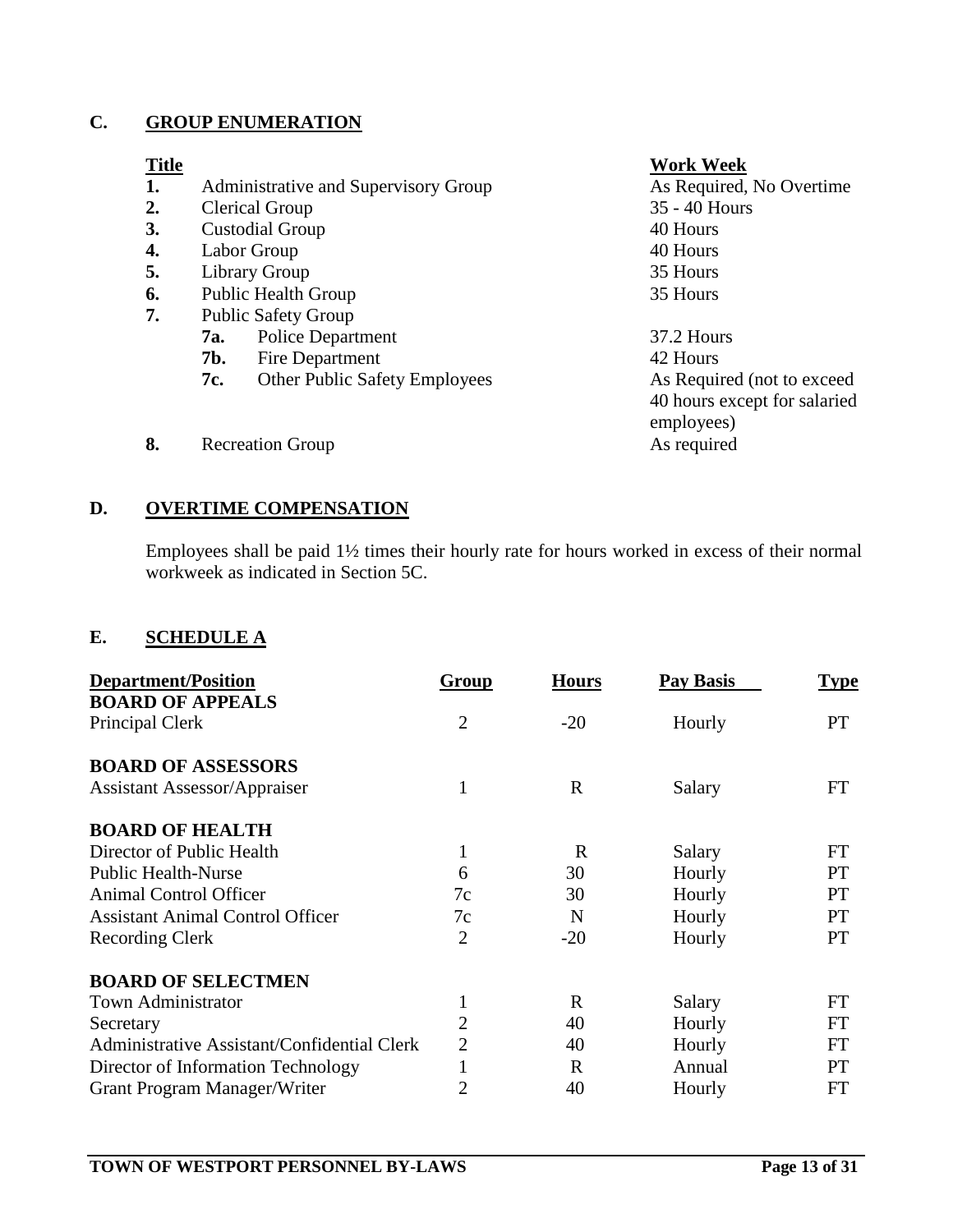## C. GROUP ENUMERATION

| Title | | Work Week |
|---|---|---|
| 1. | Administrative and Supervisory Group | As Required, No Overtime |
| 2. | Clerical Group | 35 - 40 Hours |
| 3. | Custodial Group | 40 Hours |
| 4. | Labor Group | 40 Hours |
| 5. | Library Group | 35 Hours |
| 6. | Public Health Group | 35 Hours |
| 7. | Public Safety Group | |
| | 7a. Police Department | 37.2 Hours |
| | 7b. Fire Department | 42 Hours |
| | 7c. Other Public Safety Employees | As Required (not to exceed 40 hours except for salaried employees) |
| 8. | Recreation Group | As required |

## D. OVERTIME COMPENSATION

Employees shall be paid 1½ times their hourly rate for hours worked in excess of their normal workweek as indicated in Section 5C.

## E. SCHEDULE A

| Department/Position | Group | Hours | Pay Basis | Type |
|---|---|---|---|---|
| **BOARD OF APPEALS** | | | | |
| Principal Clerk | 2 | -20 | Hourly | PT |
| **BOARD OF ASSESSORS** | | | | |
| Assistant Assessor/Appraiser | 1 | R | Salary | FT |
| **BOARD OF HEALTH** | | | | |
| Director of Public Health | 1 | R | Salary | FT |
| Public Health-Nurse | 6 | 30 | Hourly | PT |
| Animal Control Officer | 7c | 30 | Hourly | PT |
| Assistant Animal Control Officer | 7c | N | Hourly | PT |
| Recording Clerk | 2 | -20 | Hourly | PT |
| **BOARD OF SELECTMEN** | | | | |
| Town Administrator | 1 | R | Salary | FT |
| Secretary | 2 | 40 | Hourly | FT |
| Administrative Assistant/Confidential Clerk | 2 | 40 | Hourly | FT |
| Director of Information Technology | 1 | R | Annual | PT |
| Grant Program Manager/Writer | 2 | 40 | Hourly | FT |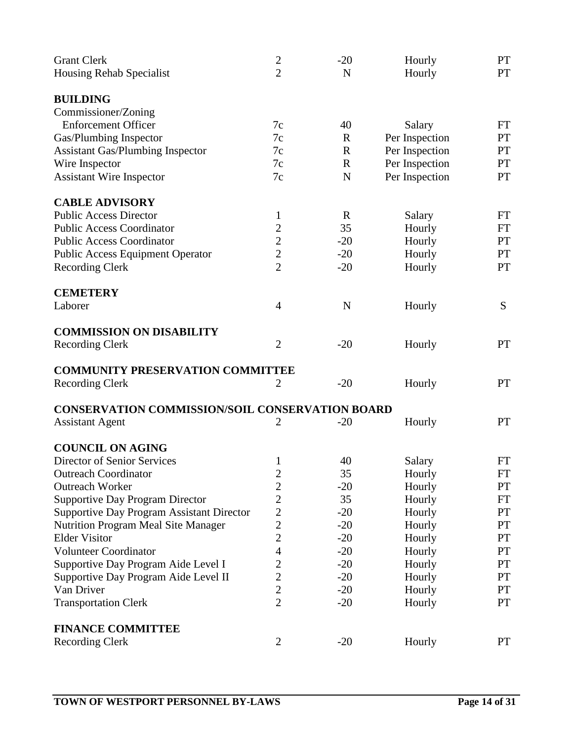| | | | | |
|---|---|---|---|---|
| Grant Clerk | 2 | -20 | Hourly | PT |
| Housing Rehab Specialist | 2 | N | Hourly | PT |
| **BUILDING** | | | | |
| Commissioner/Zoning Enforcement Officer | 7c | 40 | Salary | FT |
| Gas/Plumbing Inspector | 7c | R | Per Inspection | PT |
| Assistant Gas/Plumbing Inspector | 7c | R | Per Inspection | PT |
| Wire Inspector | 7c | R | Per Inspection | PT |
| Assistant Wire Inspector | 7c | N | Per Inspection | PT |
| **CABLE ADVISORY** | | | | |
| Public Access Director | 1 | R | Salary | FT |
| Public Access Coordinator | 2 | 35 | Hourly | FT |
| Public Access Coordinator | 2 | -20 | Hourly | PT |
| Public Access Equipment Operator | 2 | -20 | Hourly | PT |
| Recording Clerk | 2 | -20 | Hourly | PT |
| **CEMETERY** | | | | |
| Laborer | 4 | N | Hourly | S |
| **COMMISSION ON DISABILITY** | | | | |
| Recording Clerk | 2 | -20 | Hourly | PT |
| **COMMUNITY PRESERVATION COMMITTEE** | | | | |
| Recording Clerk | 2 | -20 | Hourly | PT |
| **CONSERVATION COMMISSION/SOIL CONSERVATION BOARD** | | | | |
| Assistant Agent | 2 | -20 | Hourly | PT |
| **COUNCIL ON AGING** | | | | |
| Director of Senior Services | 1 | 40 | Salary | FT |
| Outreach Coordinator | 2 | 35 | Hourly | FT |
| Outreach Worker | 2 | -20 | Hourly | PT |
| Supportive Day Program Director | 2 | 35 | Hourly | FT |
| Supportive Day Program Assistant Director | 2 | -20 | Hourly | PT |
| Nutrition Program Meal Site Manager | 2 | -20 | Hourly | PT |
| Elder Visitor | 2 | -20 | Hourly | PT |
| Volunteer Coordinator | 4 | -20 | Hourly | PT |
| Supportive Day Program Aide Level I | 2 | -20 | Hourly | PT |
| Supportive Day Program Aide Level II | 2 | -20 | Hourly | PT |
| Van Driver | 2 | -20 | Hourly | PT |
| Transportation Clerk | 2 | -20 | Hourly | PT |
| **FINANCE COMMITTEE** | | | | |
| Recording Clerk | 2 | -20 | Hourly | PT |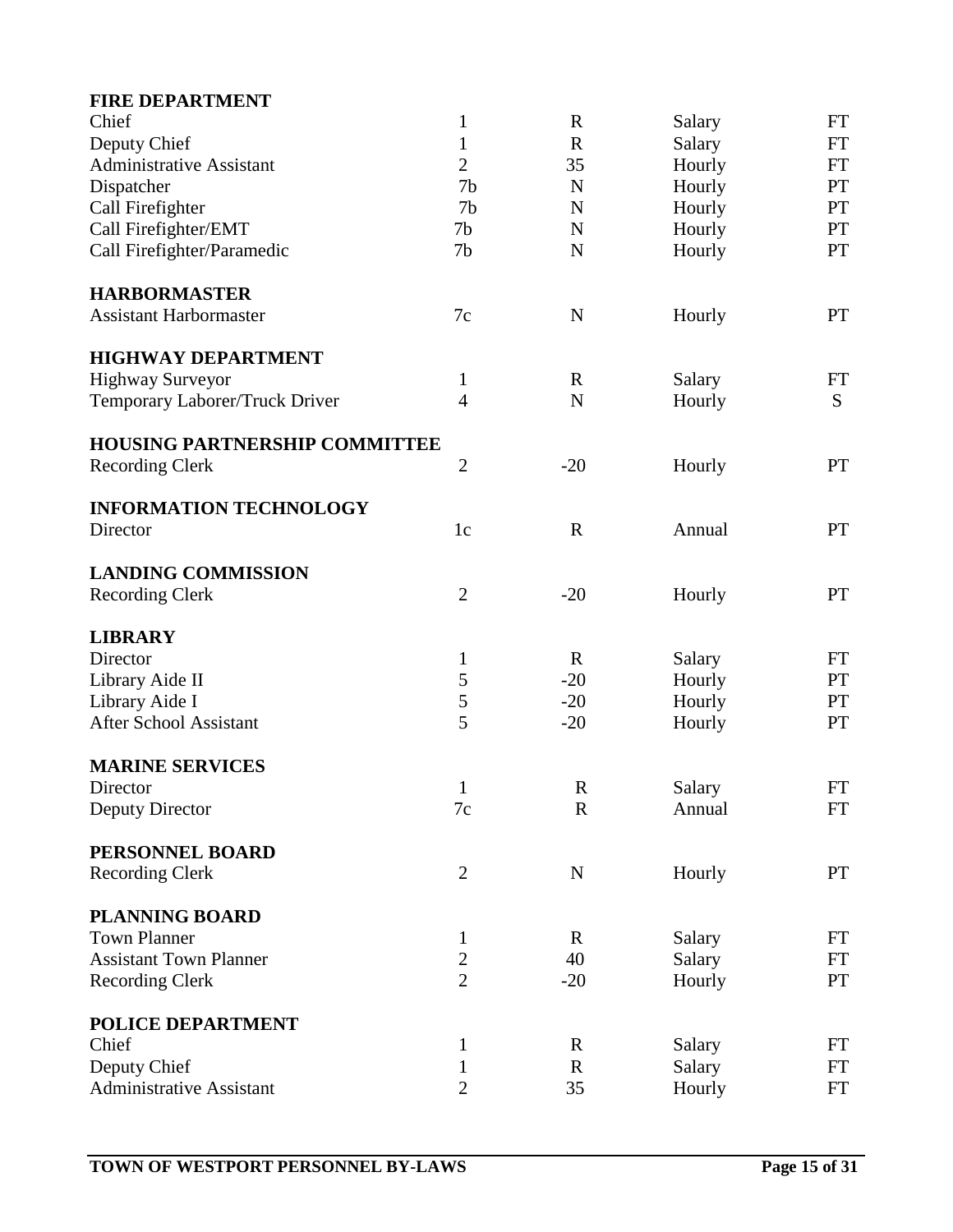| | | | | |
|---|---|---|---|---|
| **FIRE DEPARTMENT** | | | | |
| Chief | 1 | R | Salary | FT |
| Deputy Chief | 1 | R | Salary | FT |
| Administrative Assistant | 2 | 35 | Hourly | FT |
| Dispatcher | 7b | N | Hourly | PT |
| Call Firefighter | 7b | N | Hourly | PT |
| Call Firefighter/EMT | 7b | N | Hourly | PT |
| Call Firefighter/Paramedic | 7b | N | Hourly | PT |
| **HARBORMASTER** | | | | |
| Assistant Harbormaster | 7c | N | Hourly | PT |
| **HIGHWAY DEPARTMENT** | | | | |
| Highway Surveyor | 1 | R | Salary | FT |
| Temporary Laborer/Truck Driver | 4 | N | Hourly | S |
| **HOUSING PARTNERSHIP COMMITTEE** | | | | |
| Recording Clerk | 2 | -20 | Hourly | PT |
| **INFORMATION TECHNOLOGY** | | | | |
| Director | 1c | R | Annual | PT |
| **LANDING COMMISSION** | | | | |
| Recording Clerk | 2 | -20 | Hourly | PT |
| **LIBRARY** | | | | |
| Director | 1 | R | Salary | FT |
| Library Aide II | 5 | -20 | Hourly | PT |
| Library Aide I | 5 | -20 | Hourly | PT |
| After School Assistant | 5 | -20 | Hourly | PT |
| **MARINE SERVICES** | | | | |
| Director | 1 | R | Salary | FT |
| Deputy Director | 7c | R | Annual | FT |
| **PERSONNEL BOARD** | | | | |
| Recording Clerk | 2 | N | Hourly | PT |
| **PLANNING BOARD** | | | | |
| Town Planner | 1 | R | Salary | FT |
| Assistant Town Planner | 2 | 40 | Salary | FT |
| Recording Clerk | 2 | -20 | Hourly | PT |
| **POLICE DEPARTMENT** | | | | |
| Chief | 1 | R | Salary | FT |
| Deputy Chief | 1 | R | Salary | FT |
| Administrative Assistant | 2 | 35 | Hourly | FT |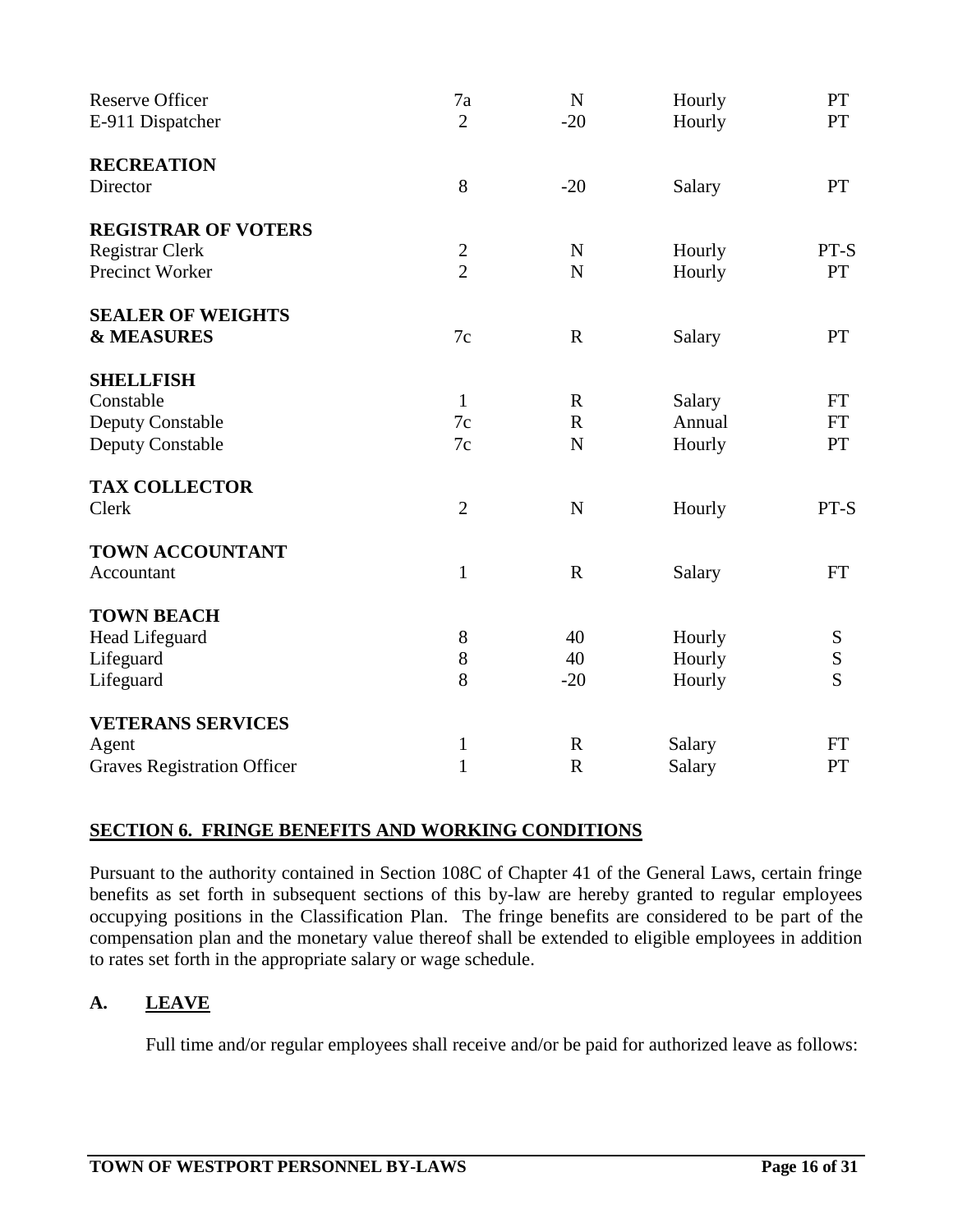| | | | | |
|---|---|---|---|---|
| Reserve Officer | 7a | N | Hourly | PT |
| E-911 Dispatcher | 2 | -20 | Hourly | PT |
| **RECREATION** | | | | |
| Director | 8 | -20 | Salary | PT |
| **REGISTRAR OF VOTERS** | | | | |
| Registrar Clerk | 2 | N | Hourly | PT-S |
| Precinct Worker | 2 | N | Hourly | PT |
| **SEALER OF WEIGHTS & MEASURES** | 7c | R | Salary | PT |
| **SHELLFISH** | | | | |
| Constable | 1 | R | Salary | FT |
| Deputy Constable | 7c | R | Annual | FT |
| Deputy Constable | 7c | N | Hourly | PT |
| **TAX COLLECTOR** | | | | |
| Clerk | 2 | N | Hourly | PT-S |
| **TOWN ACCOUNTANT** | | | | |
| Accountant | 1 | R | Salary | FT |
| **TOWN BEACH** | | | | |
| Head Lifeguard | 8 | 40 | Hourly | S |
| Lifeguard | 8 | 40 | Hourly | S |
| Lifeguard | 8 | -20 | Hourly | S |
| **VETERANS SERVICES** | | | | |
| Agent | 1 | R | Salary | FT |
| Graves Registration Officer | 1 | R | Salary | PT |

## SECTION 6. FRINGE BENEFITS AND WORKING CONDITIONS

Pursuant to the authority contained in Section 108C of Chapter 41 of the General Laws, certain fringe benefits as set forth in subsequent sections of this by-law are hereby granted to regular employees occupying positions in the Classification Plan. The fringe benefits are considered to be part of the compensation plan and the monetary value thereof shall be extended to eligible employees in addition to rates set forth in the appropriate salary or wage schedule.

### A. LEAVE

Full time and/or regular employees shall receive and/or be paid for authorized leave as follows: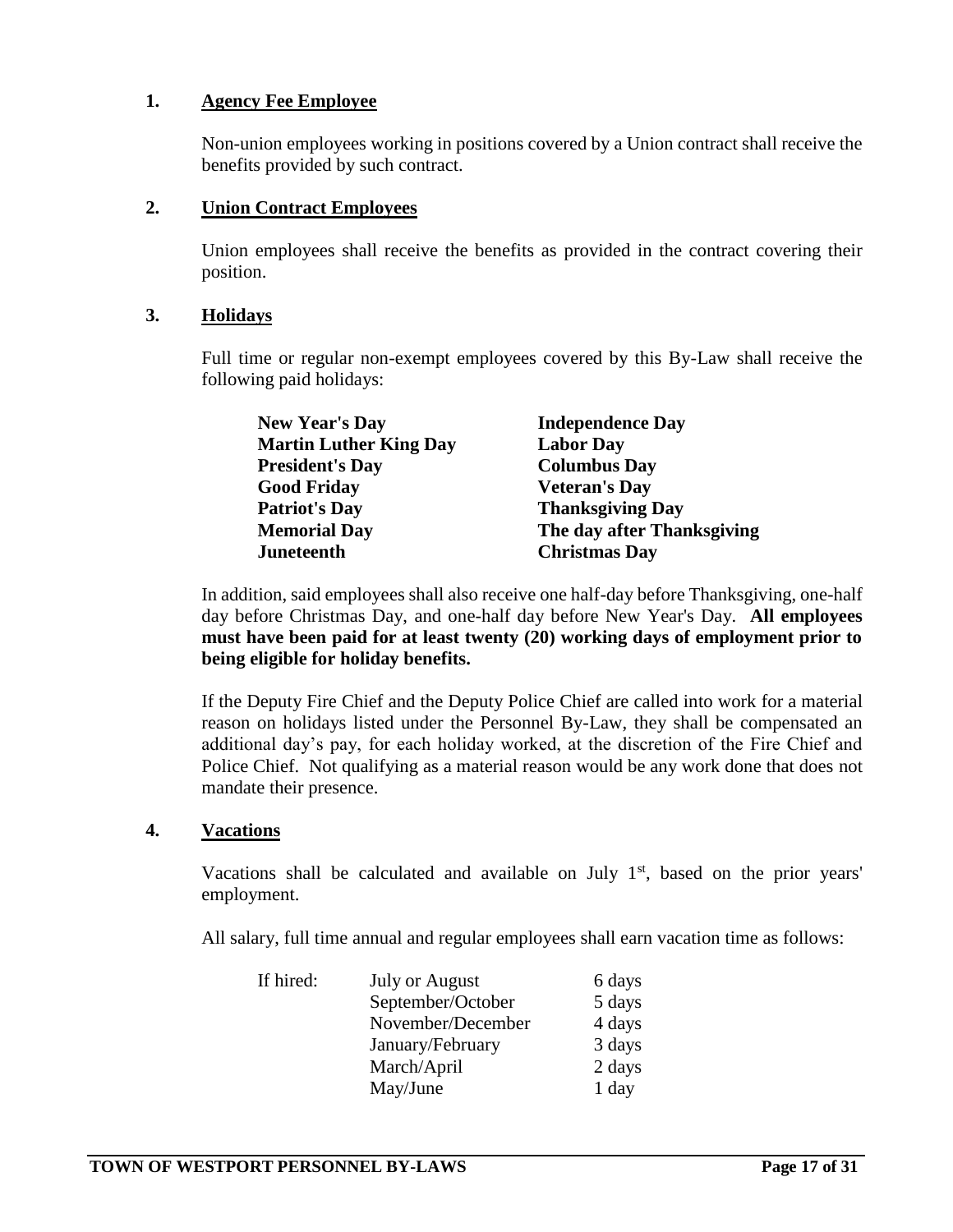### 1. Agency Fee Employee

Non-union employees working in positions covered by a Union contract shall receive the benefits provided by such contract.

### 2. Union Contract Employees

Union employees shall receive the benefits as provided in the contract covering their position.

### 3. Holidays

Full time or regular non-exempt employees covered by this By-Law shall receive the following paid holidays:

| | |
|---|---|
| **New Year's Day** | **Independence Day** |
| **Martin Luther King Day** | **Labor Day** |
| **President's Day** | **Columbus Day** |
| **Good Friday** | **Veteran's Day** |
| **Patriot's Day** | **Thanksgiving Day** |
| **Memorial Day** | **The day after Thanksgiving** |
| **Juneteenth** | **Christmas Day** |

In addition, said employees shall also receive one half-day before Thanksgiving, one-half day before Christmas Day, and one-half day before New Year's Day. **All employees must have been paid for at least twenty (20) working days of employment prior to being eligible for holiday benefits.**

If the Deputy Fire Chief and the Deputy Police Chief are called into work for a material reason on holidays listed under the Personnel By-Law, they shall be compensated an additional day's pay, for each holiday worked, at the discretion of the Fire Chief and Police Chief. Not qualifying as a material reason would be any work done that does not mandate their presence.

### 4. Vacations

Vacations shall be calculated and available on July 1st, based on the prior years' employment.

All salary, full time annual and regular employees shall earn vacation time as follows:

| | | |
|---|---|---|
| If hired: | July or August | 6 days |
| | September/October | 5 days |
| | November/December | 4 days |
| | January/February | 3 days |
| | March/April | 2 days |
| | May/June | 1 day |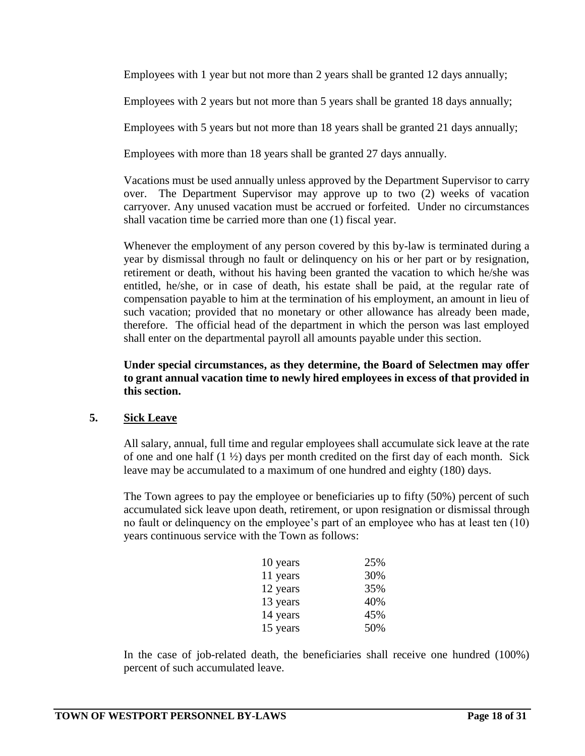Employees with 1 year but not more than 2 years shall be granted 12 days annually;

Employees with 2 years but not more than 5 years shall be granted 18 days annually;

Employees with 5 years but not more than 18 years shall be granted 21 days annually;

Employees with more than 18 years shall be granted 27 days annually.

Vacations must be used annually unless approved by the Department Supervisor to carry over. The Department Supervisor may approve up to two (2) weeks of vacation carryover. Any unused vacation must be accrued or forfeited. Under no circumstances shall vacation time be carried more than one (1) fiscal year.

Whenever the employment of any person covered by this by-law is terminated during a year by dismissal through no fault or delinquency on his or her part or by resignation, retirement or death, without his having been granted the vacation to which he/she was entitled, he/she, or in case of death, his estate shall be paid, at the regular rate of compensation payable to him at the termination of his employment, an amount in lieu of such vacation; provided that no monetary or other allowance has already been made, therefore. The official head of the department in which the person was last employed shall enter on the departmental payroll all amounts payable under this section.

**Under special circumstances, as they determine, the Board of Selectmen may offer to grant annual vacation time to newly hired employees in excess of that provided in this section.**

**5. Sick Leave**

All salary, annual, full time and regular employees shall accumulate sick leave at the rate of one and one half (1 ½) days per month credited on the first day of each month. Sick leave may be accumulated to a maximum of one hundred and eighty (180) days.

The Town agrees to pay the employee or beneficiaries up to fifty (50%) percent of such accumulated sick leave upon death, retirement, or upon resignation or dismissal through no fault or delinquency on the employee's part of an employee who has at least ten (10) years continuous service with the Town as follows:

| | |
|---|---|
| 10 years | 25% |
| 11 years | 30% |
| 12 years | 35% |
| 13 years | 40% |
| 14 years | 45% |
| 15 years | 50% |

In the case of job-related death, the beneficiaries shall receive one hundred (100%) percent of such accumulated leave.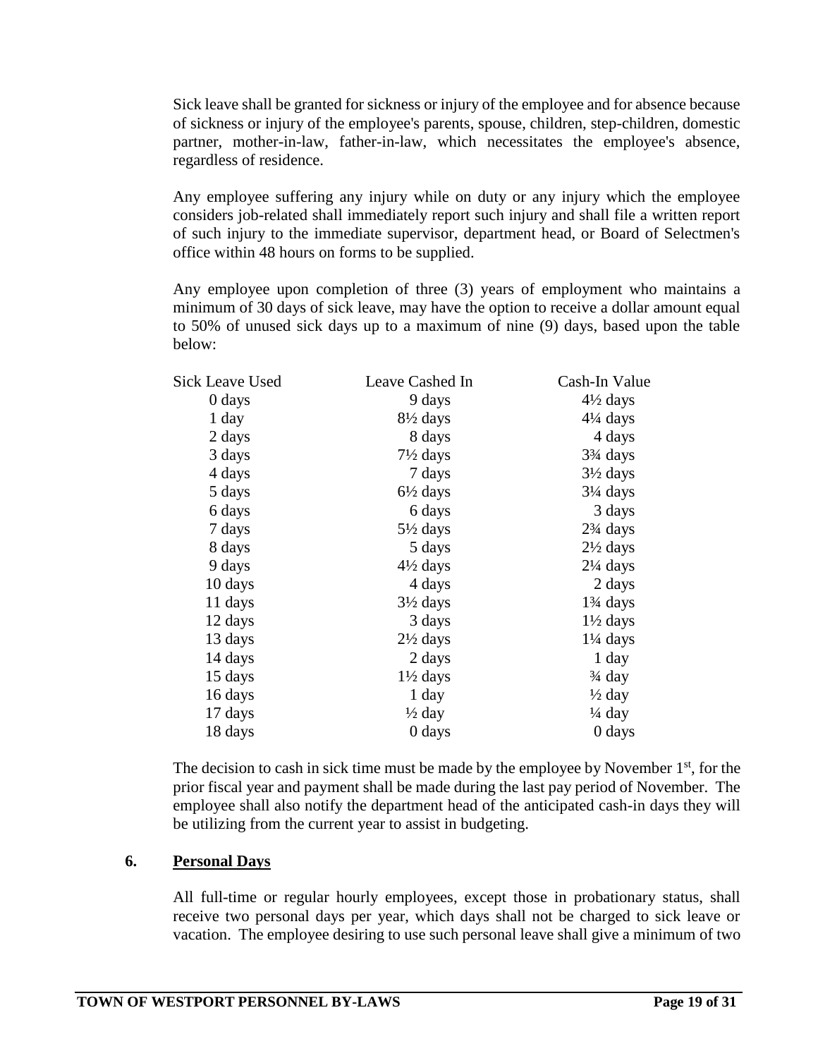Sick leave shall be granted for sickness or injury of the employee and for absence because of sickness or injury of the employee's parents, spouse, children, step-children, domestic partner, mother-in-law, father-in-law, which necessitates the employee's absence, regardless of residence.

Any employee suffering any injury while on duty or any injury which the employee considers job-related shall immediately report such injury and shall file a written report of such injury to the immediate supervisor, department head, or Board of Selectmen's office within 48 hours on forms to be supplied.

Any employee upon completion of three (3) years of employment who maintains a minimum of 30 days of sick leave, may have the option to receive a dollar amount equal to 50% of unused sick days up to a maximum of nine (9) days, based upon the table below:

| Sick Leave Used | Leave Cashed In | Cash-In Value |
|---|---|---|
| 0 days | 9 days | 4½ days |
| 1 day | 8½ days | 4¼ days |
| 2 days | 8 days | 4 days |
| 3 days | 7½ days | 3¾ days |
| 4 days | 7 days | 3½ days |
| 5 days | 6½ days | 3¼ days |
| 6 days | 6 days | 3 days |
| 7 days | 5½ days | 2¾ days |
| 8 days | 5 days | 2½ days |
| 9 days | 4½ days | 2¼ days |
| 10 days | 4 days | 2 days |
| 11 days | 3½ days | 1¾ days |
| 12 days | 3 days | 1½ days |
| 13 days | 2½ days | 1¼ days |
| 14 days | 2 days | 1 day |
| 15 days | 1½ days | ¾ day |
| 16 days | 1 day | ½ day |
| 17 days | ½ day | ¼ day |
| 18 days | 0 days | 0 days |

The decision to cash in sick time must be made by the employee by November 1st, for the prior fiscal year and payment shall be made during the last pay period of November. The employee shall also notify the department head of the anticipated cash-in days they will be utilizing from the current year to assist in budgeting.

## 6. Personal Days

All full-time or regular hourly employees, except those in probationary status, shall receive two personal days per year, which days shall not be charged to sick leave or vacation. The employee desiring to use such personal leave shall give a minimum of two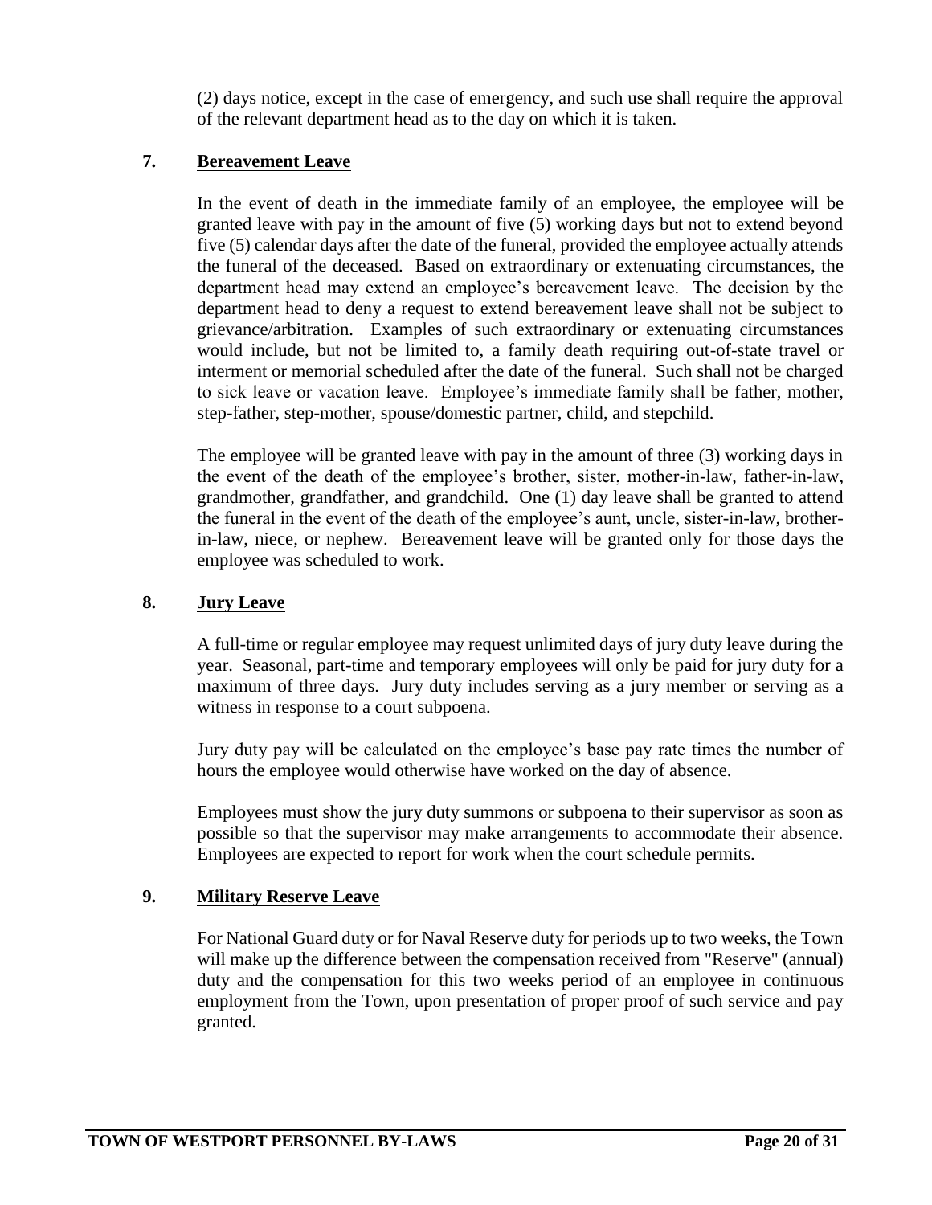(2) days notice, except in the case of emergency, and such use shall require the approval of the relevant department head as to the day on which it is taken.

## 7. Bereavement Leave

In the event of death in the immediate family of an employee, the employee will be granted leave with pay in the amount of five (5) working days but not to extend beyond five (5) calendar days after the date of the funeral, provided the employee actually attends the funeral of the deceased. Based on extraordinary or extenuating circumstances, the department head may extend an employee's bereavement leave. The decision by the department head to deny a request to extend bereavement leave shall not be subject to grievance/arbitration. Examples of such extraordinary or extenuating circumstances would include, but not be limited to, a family death requiring out-of-state travel or interment or memorial scheduled after the date of the funeral. Such shall not be charged to sick leave or vacation leave. Employee's immediate family shall be father, mother, step-father, step-mother, spouse/domestic partner, child, and stepchild.

The employee will be granted leave with pay in the amount of three (3) working days in the event of the death of the employee's brother, sister, mother-in-law, father-in-law, grandmother, grandfather, and grandchild. One (1) day leave shall be granted to attend the funeral in the event of the death of the employee's aunt, uncle, sister-in-law, brother-in-law, niece, or nephew. Bereavement leave will be granted only for those days the employee was scheduled to work.

## 8. Jury Leave

A full-time or regular employee may request unlimited days of jury duty leave during the year. Seasonal, part-time and temporary employees will only be paid for jury duty for a maximum of three days. Jury duty includes serving as a jury member or serving as a witness in response to a court subpoena.

Jury duty pay will be calculated on the employee's base pay rate times the number of hours the employee would otherwise have worked on the day of absence.

Employees must show the jury duty summons or subpoena to their supervisor as soon as possible so that the supervisor may make arrangements to accommodate their absence. Employees are expected to report for work when the court schedule permits.

## 9. Military Reserve Leave

For National Guard duty or for Naval Reserve duty for periods up to two weeks, the Town will make up the difference between the compensation received from "Reserve" (annual) duty and the compensation for this two weeks period of an employee in continuous employment from the Town, upon presentation of proper proof of such service and pay granted.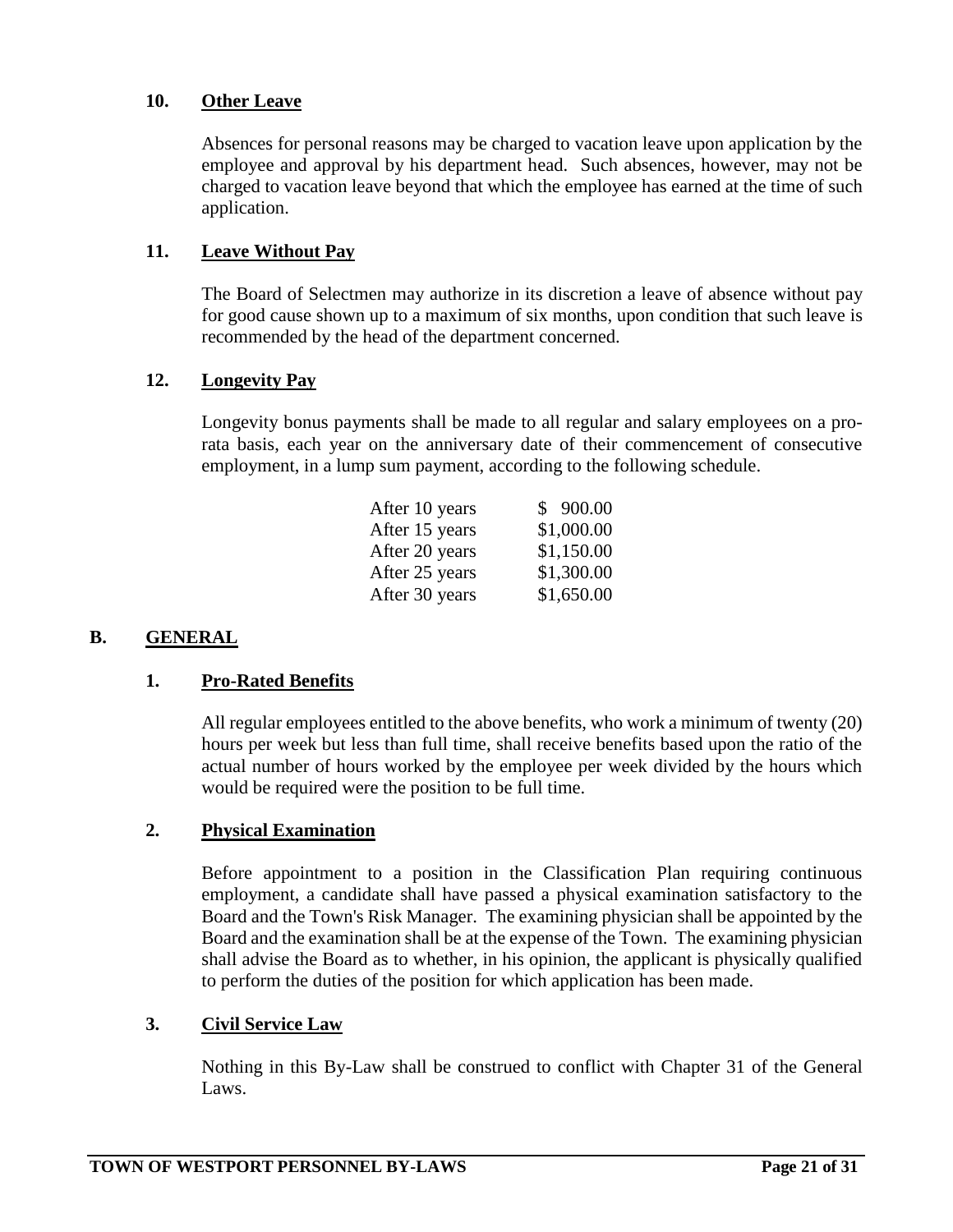### 10. Other Leave

Absences for personal reasons may be charged to vacation leave upon application by the employee and approval by his department head. Such absences, however, may not be charged to vacation leave beyond that which the employee has earned at the time of such application.

### 11. Leave Without Pay

The Board of Selectmen may authorize in its discretion a leave of absence without pay for good cause shown up to a maximum of six months, upon condition that such leave is recommended by the head of the department concerned.

### 12. Longevity Pay

Longevity bonus payments shall be made to all regular and salary employees on a pro-rata basis, each year on the anniversary date of their commencement of consecutive employment, in a lump sum payment, according to the following schedule.

| | |
|---|---|
| After 10 years | $ 900.00 |
| After 15 years | $1,000.00 |
| After 20 years | $1,150.00 |
| After 25 years | $1,300.00 |
| After 30 years | $1,650.00 |

## B. GENERAL

### 1. Pro-Rated Benefits

All regular employees entitled to the above benefits, who work a minimum of twenty (20) hours per week but less than full time, shall receive benefits based upon the ratio of the actual number of hours worked by the employee per week divided by the hours which would be required were the position to be full time.

### 2. Physical Examination

Before appointment to a position in the Classification Plan requiring continuous employment, a candidate shall have passed a physical examination satisfactory to the Board and the Town's Risk Manager. The examining physician shall be appointed by the Board and the examination shall be at the expense of the Town. The examining physician shall advise the Board as to whether, in his opinion, the applicant is physically qualified to perform the duties of the position for which application has been made.

### 3. Civil Service Law

Nothing in this By-Law shall be construed to conflict with Chapter 31 of the General Laws.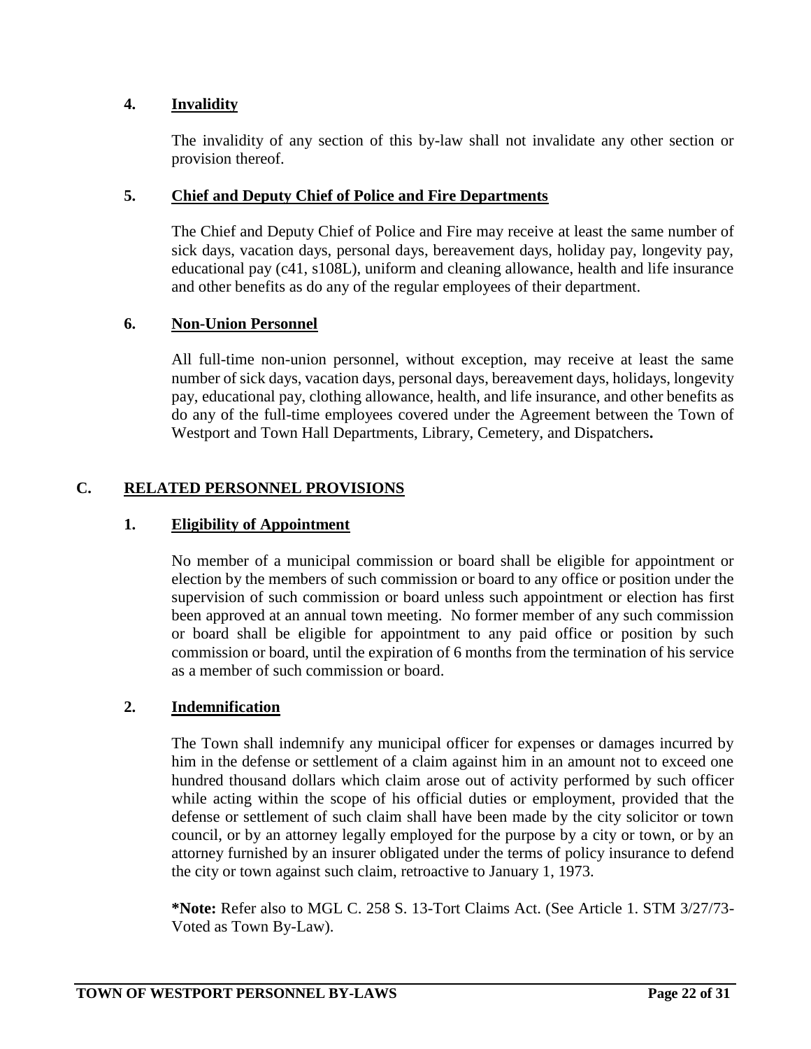### 4. Invalidity

The invalidity of any section of this by-law shall not invalidate any other section or provision thereof.

### 5. Chief and Deputy Chief of Police and Fire Departments

The Chief and Deputy Chief of Police and Fire may receive at least the same number of sick days, vacation days, personal days, bereavement days, holiday pay, longevity pay, educational pay (c41, s108L), uniform and cleaning allowance, health and life insurance and other benefits as do any of the regular employees of their department.

### 6. Non-Union Personnel

All full-time non-union personnel, without exception, may receive at least the same number of sick days, vacation days, personal days, bereavement days, holidays, longevity pay, educational pay, clothing allowance, health, and life insurance, and other benefits as do any of the full-time employees covered under the Agreement between the Town of Westport and Town Hall Departments, Library, Cemetery, and Dispatchers**.**

## C. RELATED PERSONNEL PROVISIONS

### 1. Eligibility of Appointment

No member of a municipal commission or board shall be eligible for appointment or election by the members of such commission or board to any office or position under the supervision of such commission or board unless such appointment or election has first been approved at an annual town meeting. No former member of any such commission or board shall be eligible for appointment to any paid office or position by such commission or board, until the expiration of 6 months from the termination of his service as a member of such commission or board.

### 2. Indemnification

The Town shall indemnify any municipal officer for expenses or damages incurred by him in the defense or settlement of a claim against him in an amount not to exceed one hundred thousand dollars which claim arose out of activity performed by such officer while acting within the scope of his official duties or employment, provided that the defense or settlement of such claim shall have been made by the city solicitor or town council, or by an attorney legally employed for the purpose by a city or town, or by an attorney furnished by an insurer obligated under the terms of policy insurance to defend the city or town against such claim, retroactive to January 1, 1973.

***Note:** Refer also to MGL C. 258 S. 13-Tort Claims Act. (See Article 1. STM 3/27/73-Voted as Town By-Law).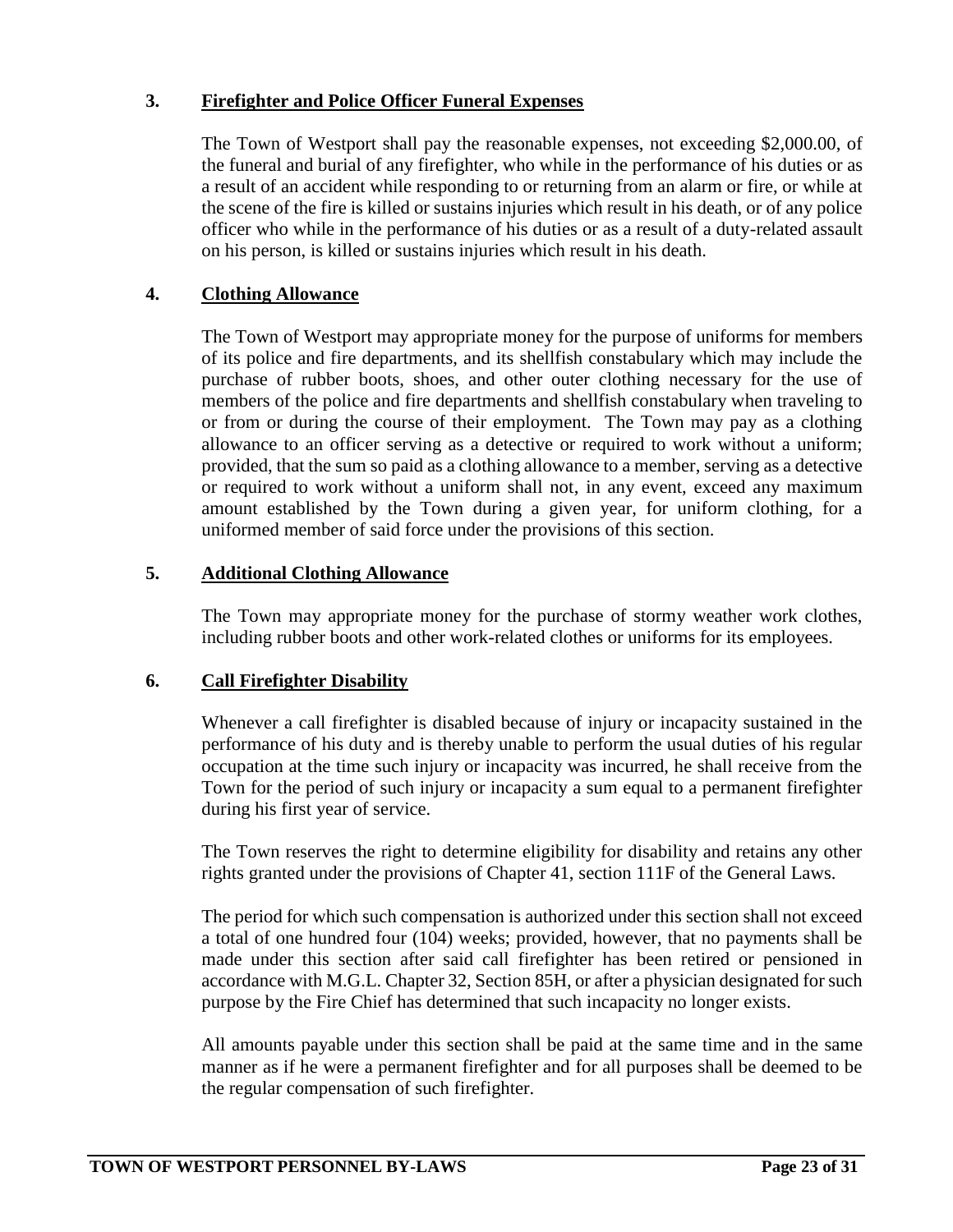### 3. Firefighter and Police Officer Funeral Expenses

The Town of Westport shall pay the reasonable expenses, not exceeding $2,000.00, of the funeral and burial of any firefighter, who while in the performance of his duties or as a result of an accident while responding to or returning from an alarm or fire, or while at the scene of the fire is killed or sustains injuries which result in his death, or of any police officer who while in the performance of his duties or as a result of a duty-related assault on his person, is killed or sustains injuries which result in his death.

### 4. Clothing Allowance

The Town of Westport may appropriate money for the purpose of uniforms for members of its police and fire departments, and its shellfish constabulary which may include the purchase of rubber boots, shoes, and other outer clothing necessary for the use of members of the police and fire departments and shellfish constabulary when traveling to or from or during the course of their employment. The Town may pay as a clothing allowance to an officer serving as a detective or required to work without a uniform; provided, that the sum so paid as a clothing allowance to a member, serving as a detective or required to work without a uniform shall not, in any event, exceed any maximum amount established by the Town during a given year, for uniform clothing, for a uniformed member of said force under the provisions of this section.

### 5. Additional Clothing Allowance

The Town may appropriate money for the purchase of stormy weather work clothes, including rubber boots and other work-related clothes or uniforms for its employees.

### 6. Call Firefighter Disability

Whenever a call firefighter is disabled because of injury or incapacity sustained in the performance of his duty and is thereby unable to perform the usual duties of his regular occupation at the time such injury or incapacity was incurred, he shall receive from the Town for the period of such injury or incapacity a sum equal to a permanent firefighter during his first year of service.

The Town reserves the right to determine eligibility for disability and retains any other rights granted under the provisions of Chapter 41, section 111F of the General Laws.

The period for which such compensation is authorized under this section shall not exceed a total of one hundred four (104) weeks; provided, however, that no payments shall be made under this section after said call firefighter has been retired or pensioned in accordance with M.G.L. Chapter 32, Section 85H, or after a physician designated for such purpose by the Fire Chief has determined that such incapacity no longer exists.

All amounts payable under this section shall be paid at the same time and in the same manner as if he were a permanent firefighter and for all purposes shall be deemed to be the regular compensation of such firefighter.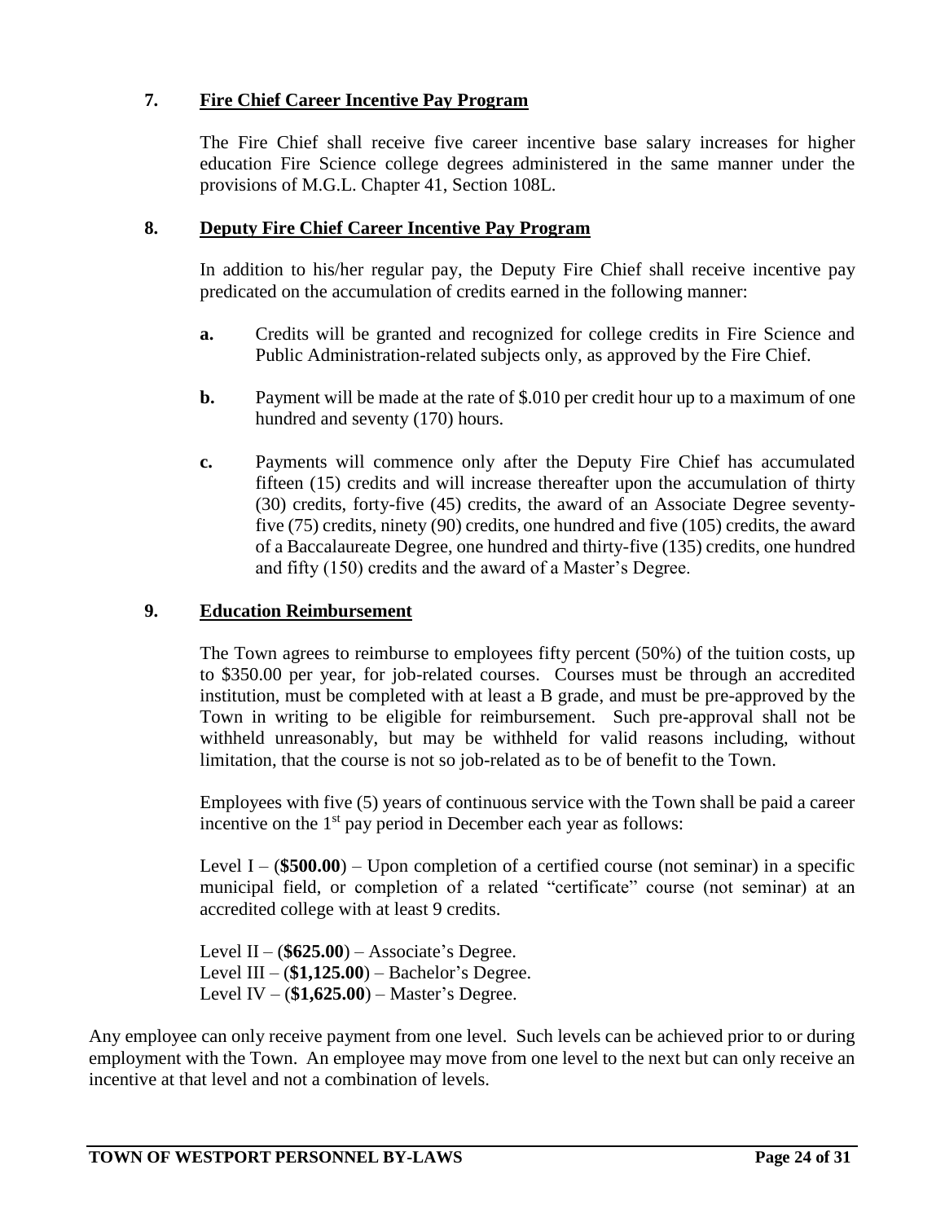### 7. Fire Chief Career Incentive Pay Program

The Fire Chief shall receive five career incentive base salary increases for higher education Fire Science college degrees administered in the same manner under the provisions of M.G.L. Chapter 41, Section 108L.

### 8. Deputy Fire Chief Career Incentive Pay Program

In addition to his/her regular pay, the Deputy Fire Chief shall receive incentive pay predicated on the accumulation of credits earned in the following manner:

**a.** Credits will be granted and recognized for college credits in Fire Science and Public Administration-related subjects only, as approved by the Fire Chief.

**b.** Payment will be made at the rate of $.010 per credit hour up to a maximum of one hundred and seventy (170) hours.

**c.** Payments will commence only after the Deputy Fire Chief has accumulated fifteen (15) credits and will increase thereafter upon the accumulation of thirty (30) credits, forty-five (45) credits, the award of an Associate Degree seventy-five (75) credits, ninety (90) credits, one hundred and five (105) credits, the award of a Baccalaureate Degree, one hundred and thirty-five (135) credits, one hundred and fifty (150) credits and the award of a Master's Degree.

### 9. Education Reimbursement

The Town agrees to reimburse to employees fifty percent (50%) of the tuition costs, up to $350.00 per year, for job-related courses. Courses must be through an accredited institution, must be completed with at least a B grade, and must be pre-approved by the Town in writing to be eligible for reimbursement. Such pre-approval shall not be withheld unreasonably, but may be withheld for valid reasons including, without limitation, that the course is not so job-related as to be of benefit to the Town.

Employees with five (5) years of continuous service with the Town shall be paid a career incentive on the 1st pay period in December each year as follows:

Level I – (**$500.00**) – Upon completion of a certified course (not seminar) in a specific municipal field, or completion of a related "certificate" course (not seminar) at an accredited college with at least 9 credits.

Level II – (**$625.00**) – Associate's Degree.
Level III – (**$1,125.00**) – Bachelor's Degree.
Level IV – (**$1,625.00**) – Master's Degree.

Any employee can only receive payment from one level. Such levels can be achieved prior to or during employment with the Town. An employee may move from one level to the next but can only receive an incentive at that level and not a combination of levels.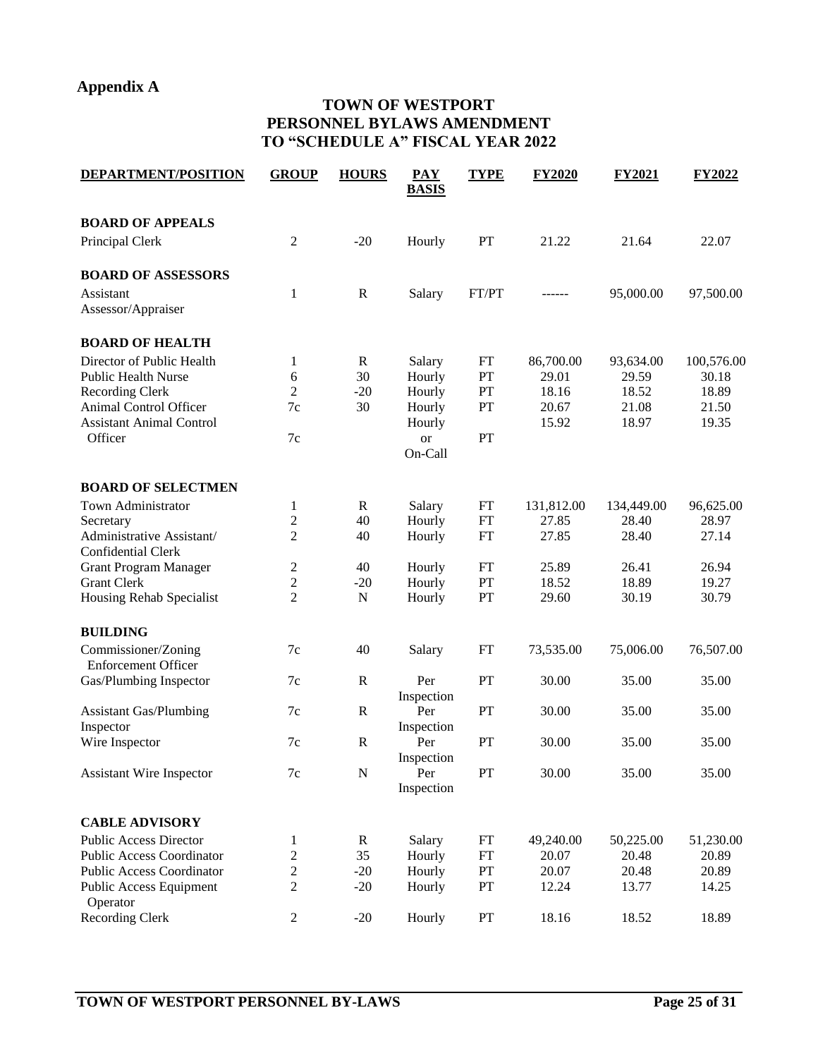## Appendix A

### TOWN OF WESTPORT
### PERSONNEL BYLAWS AMENDMENT
### TO "SCHEDULE A" FISCAL YEAR 2022

| DEPARTMENT/POSITION | GROUP | HOURS | PAY BASIS | TYPE | FY2020 | FY2021 | FY2022 |
|---|---|---|---|---|---|---|---|
| **BOARD OF APPEALS** | | | | | | | |
| Principal Clerk | 2 | -20 | Hourly | PT | 21.22 | 21.64 | 22.07 |
| **BOARD OF ASSESSORS** | | | | | | | |
| Assistant Assessor/Appraiser | 1 | R | Salary | FT/PT | ------ | 95,000.00 | 97,500.00 |
| **BOARD OF HEALTH** | | | | | | | |
| Director of Public Health | 1 | R | Salary | FT | 86,700.00 | 93,634.00 | 100,576.00 |
| Public Health Nurse | 6 | 30 | Hourly | PT | 29.01 | 29.59 | 30.18 |
| Recording Clerk | 2 | -20 | Hourly | PT | 18.16 | 18.52 | 18.89 |
| Animal Control Officer | 7c | 30 | Hourly | PT | 20.67 | 21.08 | 21.50 |
| Assistant Animal Control Officer | 7c | | Hourly or On-Call | PT | 15.92 | 18.97 | 19.35 |
| **BOARD OF SELECTMEN** | | | | | | | |
| Town Administrator | 1 | R | Salary | FT | 131,812.00 | 134,449.00 | 96,625.00 |
| Secretary | 2 | 40 | Hourly | FT | 27.85 | 28.40 | 28.97 |
| Administrative Assistant/ Confidential Clerk | 2 | 40 | Hourly | FT | 27.85 | 28.40 | 27.14 |
| Grant Program Manager | 2 | 40 | Hourly | FT | 25.89 | 26.41 | 26.94 |
| Grant Clerk | 2 | -20 | Hourly | PT | 18.52 | 18.89 | 19.27 |
| Housing Rehab Specialist | 2 | N | Hourly | PT | 29.60 | 30.19 | 30.79 |
| **BUILDING** | | | | | | | |
| Commissioner/Zoning Enforcement Officer | 7c | 40 | Salary | FT | 73,535.00 | 75,006.00 | 76,507.00 |
| Gas/Plumbing Inspector | 7c | R | Per Inspection | PT | 30.00 | 35.00 | 35.00 |
| Assistant Gas/Plumbing Inspector | 7c | R | Per Inspection | PT | 30.00 | 35.00 | 35.00 |
| Wire Inspector | 7c | R | Per Inspection | PT | 30.00 | 35.00 | 35.00 |
| Assistant Wire Inspector | 7c | N | Per Inspection | PT | 30.00 | 35.00 | 35.00 |
| **CABLE ADVISORY** | | | | | | | |
| Public Access Director | 1 | R | Salary | FT | 49,240.00 | 50,225.00 | 51,230.00 |
| Public Access Coordinator | 2 | 35 | Hourly | FT | 20.07 | 20.48 | 20.89 |
| Public Access Coordinator | 2 | -20 | Hourly | PT | 20.07 | 20.48 | 20.89 |
| Public Access Equipment Operator | 2 | -20 | Hourly | PT | 12.24 | 13.77 | 14.25 |
| Recording Clerk | 2 | -20 | Hourly | PT | 18.16 | 18.52 | 18.89 |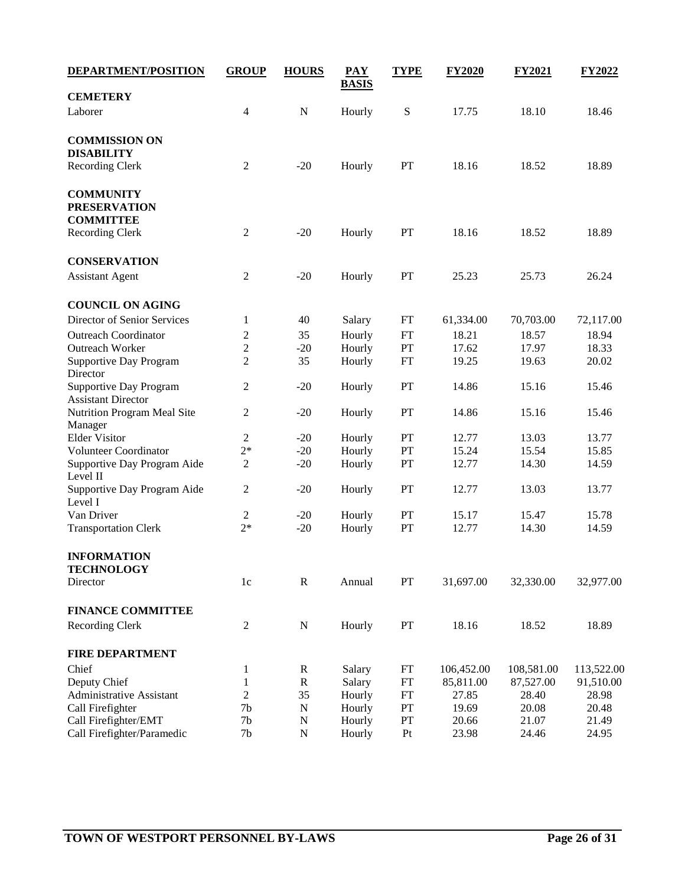| DEPARTMENT/POSITION | GROUP | HOURS | PAY BASIS | TYPE | FY2020 | FY2021 | FY2022 |
|---|---|---|---|---|---|---|---|
| **CEMETERY** | | | | | | | |
| Laborer | 4 | N | Hourly | S | 17.75 | 18.10 | 18.46 |
| **COMMISSION ON DISABILITY** | | | | | | | |
| Recording Clerk | 2 | -20 | Hourly | PT | 18.16 | 18.52 | 18.89 |
| **COMMUNITY PRESERVATION COMMITTEE** | | | | | | | |
| Recording Clerk | 2 | -20 | Hourly | PT | 18.16 | 18.52 | 18.89 |
| **CONSERVATION** | | | | | | | |
| Assistant Agent | 2 | -20 | Hourly | PT | 25.23 | 25.73 | 26.24 |
| **COUNCIL ON AGING** | | | | | | | |
| Director of Senior Services | 1 | 40 | Salary | FT | 61,334.00 | 70,703.00 | 72,117.00 |
| Outreach Coordinator | 2 | 35 | Hourly | FT | 18.21 | 18.57 | 18.94 |
| Outreach Worker | 2 | -20 | Hourly | PT | 17.62 | 17.97 | 18.33 |
| Supportive Day Program Director | 2 | 35 | Hourly | FT | 19.25 | 19.63 | 20.02 |
| Supportive Day Program Assistant Director | 2 | -20 | Hourly | PT | 14.86 | 15.16 | 15.46 |
| Nutrition Program Meal Site Manager | 2 | -20 | Hourly | PT | 14.86 | 15.16 | 15.46 |
| Elder Visitor | 2 | -20 | Hourly | PT | 12.77 | 13.03 | 13.77 |
| Volunteer Coordinator | 2* | -20 | Hourly | PT | 15.24 | 15.54 | 15.85 |
| Supportive Day Program Aide Level II | 2 | -20 | Hourly | PT | 12.77 | 14.30 | 14.59 |
| Supportive Day Program Aide Level I | 2 | -20 | Hourly | PT | 12.77 | 13.03 | 13.77 |
| Van Driver | 2 | -20 | Hourly | PT | 15.17 | 15.47 | 15.78 |
| Transportation Clerk | 2* | -20 | Hourly | PT | 12.77 | 14.30 | 14.59 |
| **INFORMATION TECHNOLOGY** | | | | | | | |
| Director | 1c | R | Annual | PT | 31,697.00 | 32,330.00 | 32,977.00 |
| **FINANCE COMMITTEE** | | | | | | | |
| Recording Clerk | 2 | N | Hourly | PT | 18.16 | 18.52 | 18.89 |
| **FIRE DEPARTMENT** | | | | | | | |
| Chief | 1 | R | Salary | FT | 106,452.00 | 108,581.00 | 113,522.00 |
| Deputy Chief | 1 | R | Salary | FT | 85,811.00 | 87,527.00 | 91,510.00 |
| Administrative Assistant | 2 | 35 | Hourly | FT | 27.85 | 28.40 | 28.98 |
| Call Firefighter | 7b | N | Hourly | PT | 19.69 | 20.08 | 20.48 |
| Call Firefighter/EMT | 7b | N | Hourly | PT | 20.66 | 21.07 | 21.49 |
| Call Firefighter/Paramedic | 7b | N | Hourly | Pt | 23.98 | 24.46 | 24.95 |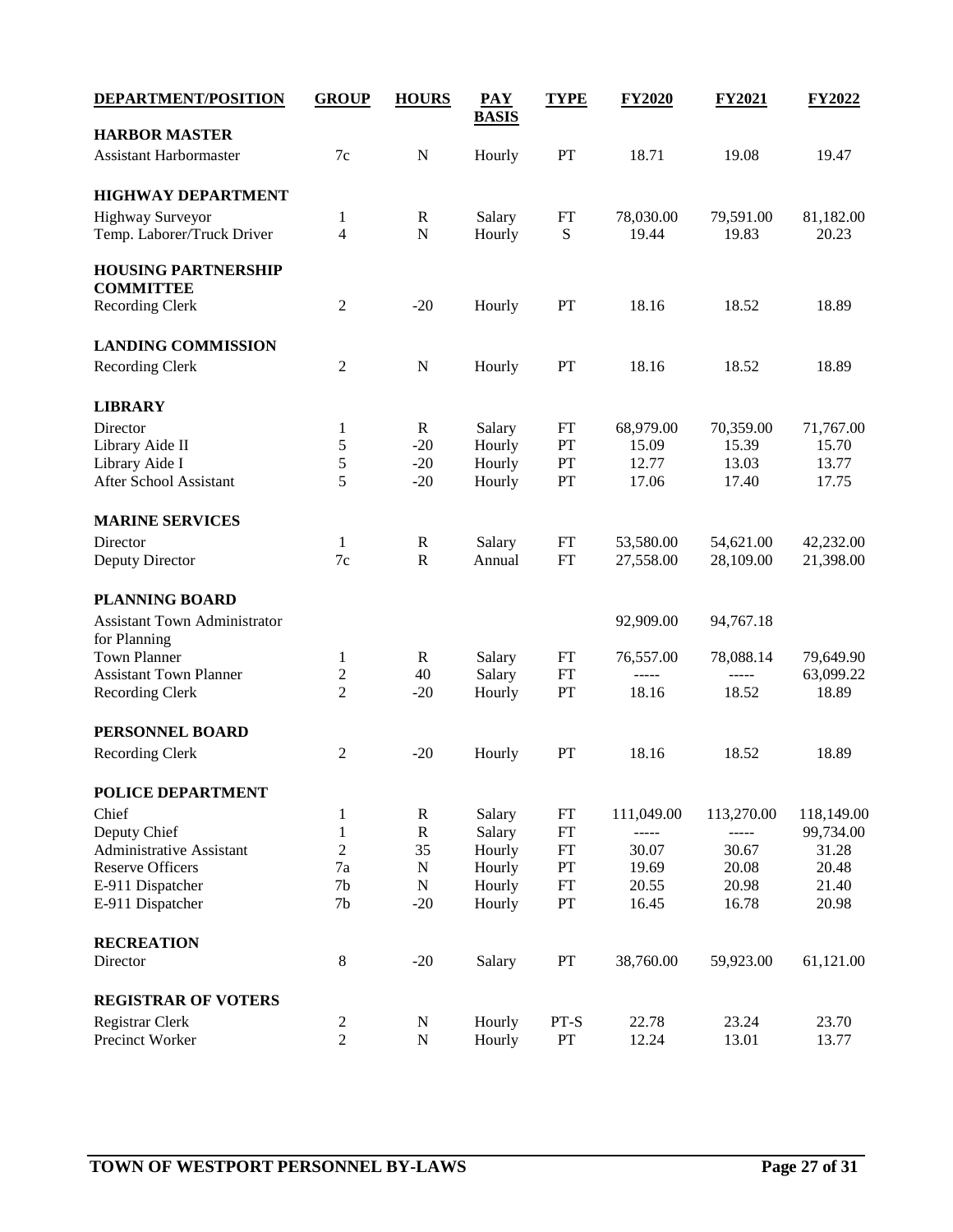| DEPARTMENT/POSITION | GROUP | HOURS | PAY BASIS | TYPE | FY2020 | FY2021 | FY2022 |
|---|---|---|---|---|---|---|---|
| **HARBOR MASTER** | | | | | | | |
| Assistant Harbormaster | 7c | N | Hourly | PT | 18.71 | 19.08 | 19.47 |
| **HIGHWAY DEPARTMENT** | | | | | | | |
| Highway Surveyor | 1 | R | Salary | FT | 78,030.00 | 79,591.00 | 81,182.00 |
| Temp. Laborer/Truck Driver | 4 | N | Hourly | S | 19.44 | 19.83 | 20.23 |
| **HOUSING PARTNERSHIP COMMITTEE** | | | | | | | |
| Recording Clerk | 2 | -20 | Hourly | PT | 18.16 | 18.52 | 18.89 |
| **LANDING COMMISSION** | | | | | | | |
| Recording Clerk | 2 | N | Hourly | PT | 18.16 | 18.52 | 18.89 |
| **LIBRARY** | | | | | | | |
| Director | 1 | R | Salary | FT | 68,979.00 | 70,359.00 | 71,767.00 |
| Library Aide II | 5 | -20 | Hourly | PT | 15.09 | 15.39 | 15.70 |
| Library Aide I | 5 | -20 | Hourly | PT | 12.77 | 13.03 | 13.77 |
| After School Assistant | 5 | -20 | Hourly | PT | 17.06 | 17.40 | 17.75 |
| **MARINE SERVICES** | | | | | | | |
| Director | 1 | R | Salary | FT | 53,580.00 | 54,621.00 | 42,232.00 |
| Deputy Director | 7c | R | Annual | FT | 27,558.00 | 28,109.00 | 21,398.00 |
| **PLANNING BOARD** | | | | | | | |
| Assistant Town Administrator for Planning | | | | | 92,909.00 | 94,767.18 | |
| Town Planner | 1 | R | Salary | FT | 76,557.00 | 78,088.14 | 79,649.90 |
| Assistant Town Planner | 2 | 40 | Salary | FT | ----- | ----- | 63,099.22 |
| Recording Clerk | 2 | -20 | Hourly | PT | 18.16 | 18.52 | 18.89 |
| **PERSONNEL BOARD** | | | | | | | |
| Recording Clerk | 2 | -20 | Hourly | PT | 18.16 | 18.52 | 18.89 |
| **POLICE DEPARTMENT** | | | | | | | |
| Chief | 1 | R | Salary | FT | 111,049.00 | 113,270.00 | 118,149.00 |
| Deputy Chief | 1 | R | Salary | FT | ----- | ----- | 99,734.00 |
| Administrative Assistant | 2 | 35 | Hourly | FT | 30.07 | 30.67 | 31.28 |
| Reserve Officers | 7a | N | Hourly | PT | 19.69 | 20.08 | 20.48 |
| E-911 Dispatcher | 7b | N | Hourly | FT | 20.55 | 20.98 | 21.40 |
| E-911 Dispatcher | 7b | -20 | Hourly | PT | 16.45 | 16.78 | 20.98 |
| **RECREATION** | | | | | | | |
| Director | 8 | -20 | Salary | PT | 38,760.00 | 59,923.00 | 61,121.00 |
| **REGISTRAR OF VOTERS** | | | | | | | |
| Registrar Clerk | 2 | N | Hourly | PT-S | 22.78 | 23.24 | 23.70 |
| Precinct Worker | 2 | N | Hourly | PT | 12.24 | 13.01 | 13.77 |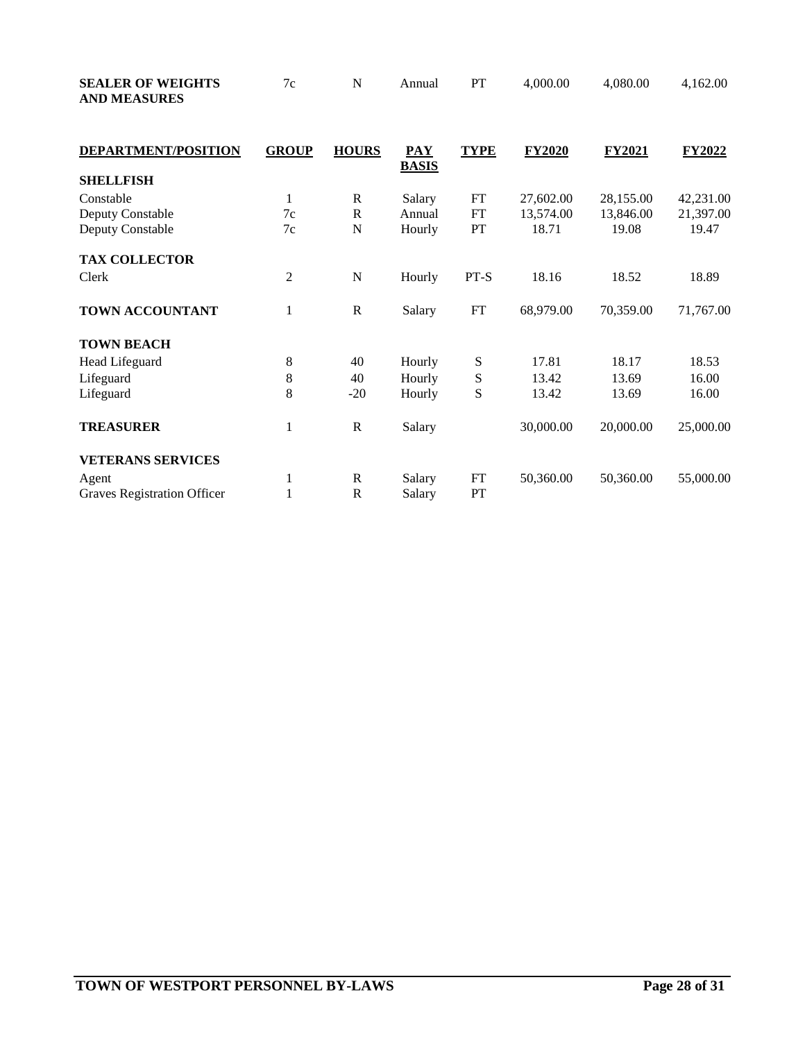| SEALER OF WEIGHTS AND MEASURES | 7c | N | Annual | PT | 4,000.00 | 4,080.00 | 4,162.00 |
|---|---|---|---|---|---|---|---|

| DEPARTMENT/POSITION | GROUP | HOURS | PAY BASIS | TYPE | FY2020 | FY2021 | FY2022 |
|---|---|---|---|---|---|---|---|
| **SHELLFISH** | | | | | | | |
| Constable | 1 | R | Salary | FT | 27,602.00 | 28,155.00 | 42,231.00 |
| Deputy Constable | 7c | R | Annual | FT | 13,574.00 | 13,846.00 | 21,397.00 |
| Deputy Constable | 7c | N | Hourly | PT | 18.71 | 19.08 | 19.47 |
| **TAX COLLECTOR** | | | | | | | |
| Clerk | 2 | N | Hourly | PT-S | 18.16 | 18.52 | 18.89 |
| **TOWN ACCOUNTANT** | 1 | R | Salary | FT | 68,979.00 | 70,359.00 | 71,767.00 |
| **TOWN BEACH** | | | | | | | |
| Head Lifeguard | 8 | 40 | Hourly | S | 17.81 | 18.17 | 18.53 |
| Lifeguard | 8 | 40 | Hourly | S | 13.42 | 13.69 | 16.00 |
| Lifeguard | 8 | -20 | Hourly | S | 13.42 | 13.69 | 16.00 |
| **TREASURER** | 1 | R | Salary | | 30,000.00 | 20,000.00 | 25,000.00 |
| **VETERANS SERVICES** | | | | | | | |
| Agent | 1 | R | Salary | FT | 50,360.00 | 50,360.00 | 55,000.00 |
| Graves Registration Officer | 1 | R | Salary | PT | | | |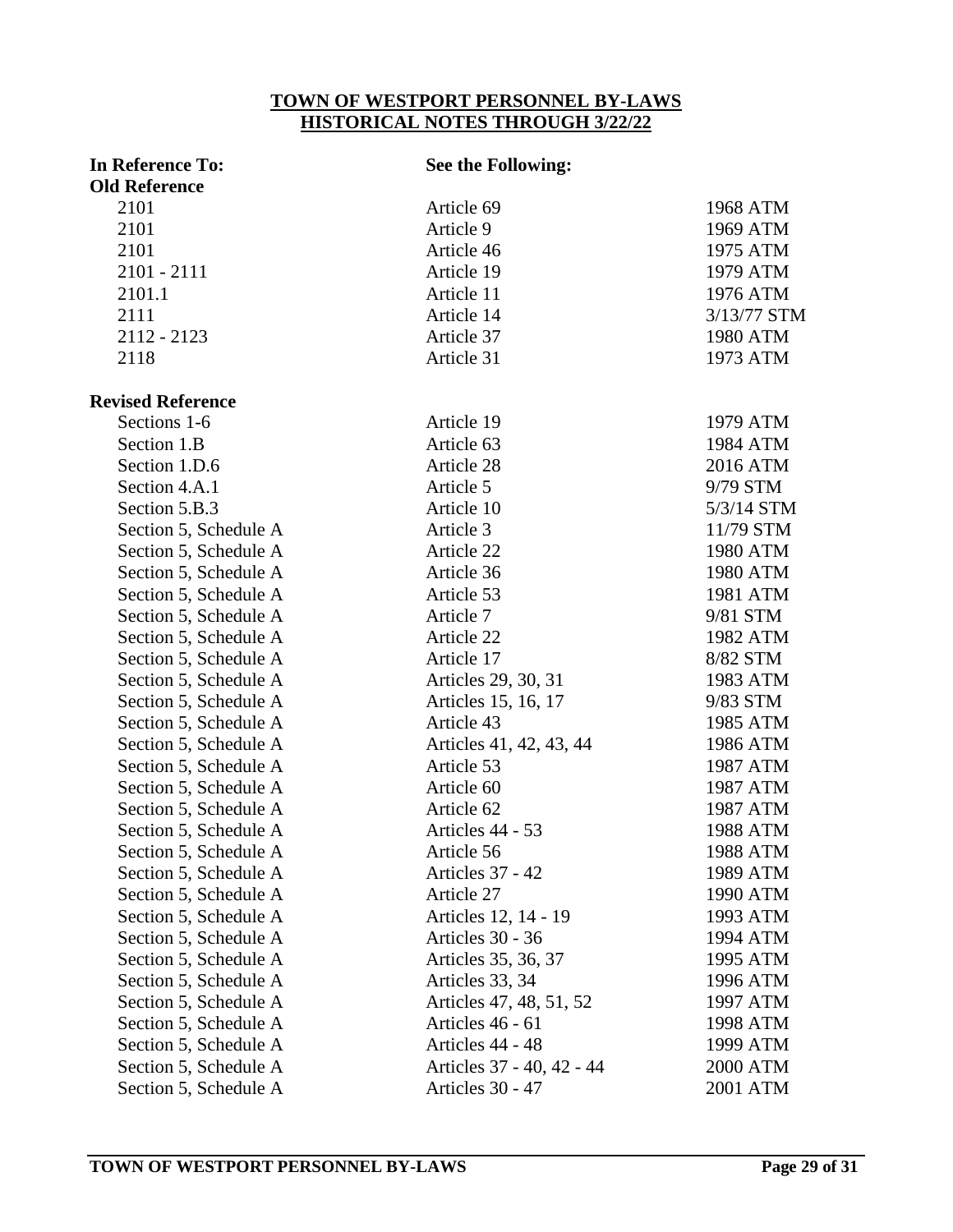**TOWN OF WESTPORT PERSONNEL BY-LAWS**
**HISTORICAL NOTES THROUGH 3/22/22**

| In Reference To: | See the Following: | |
|---|---|---|
| **Old Reference** | | |
| 2101 | Article 69 | 1968 ATM |
| 2101 | Article 9 | 1969 ATM |
| 2101 | Article 46 | 1975 ATM |
| 2101 - 2111 | Article 19 | 1979 ATM |
| 2101.1 | Article 11 | 1976 ATM |
| 2111 | Article 14 | 3/13/77 STM |
| 2112 - 2123 | Article 37 | 1980 ATM |
| 2118 | Article 31 | 1973 ATM |
| | | |
| **Revised Reference** | | |
| Sections 1-6 | Article 19 | 1979 ATM |
| Section 1.B | Article 63 | 1984 ATM |
| Section 1.D.6 | Article 28 | 2016 ATM |
| Section 4.A.1 | Article 5 | 9/79 STM |
| Section 5.B.3 | Article 10 | 5/3/14 STM |
| Section 5, Schedule A | Article 3 | 11/79 STM |
| Section 5, Schedule A | Article 22 | 1980 ATM |
| Section 5, Schedule A | Article 36 | 1980 ATM |
| Section 5, Schedule A | Article 53 | 1981 ATM |
| Section 5, Schedule A | Article 7 | 9/81 STM |
| Section 5, Schedule A | Article 22 | 1982 ATM |
| Section 5, Schedule A | Article 17 | 8/82 STM |
| Section 5, Schedule A | Articles 29, 30, 31 | 1983 ATM |
| Section 5, Schedule A | Articles 15, 16, 17 | 9/83 STM |
| Section 5, Schedule A | Article 43 | 1985 ATM |
| Section 5, Schedule A | Articles 41, 42, 43, 44 | 1986 ATM |
| Section 5, Schedule A | Article 53 | 1987 ATM |
| Section 5, Schedule A | Article 60 | 1987 ATM |
| Section 5, Schedule A | Article 62 | 1987 ATM |
| Section 5, Schedule A | Articles 44 - 53 | 1988 ATM |
| Section 5, Schedule A | Article 56 | 1988 ATM |
| Section 5, Schedule A | Articles 37 - 42 | 1989 ATM |
| Section 5, Schedule A | Article 27 | 1990 ATM |
| Section 5, Schedule A | Articles 12, 14 - 19 | 1993 ATM |
| Section 5, Schedule A | Articles 30 - 36 | 1994 ATM |
| Section 5, Schedule A | Articles 35, 36, 37 | 1995 ATM |
| Section 5, Schedule A | Articles 33, 34 | 1996 ATM |
| Section 5, Schedule A | Articles 47, 48, 51, 52 | 1997 ATM |
| Section 5, Schedule A | Articles 46 - 61 | 1998 ATM |
| Section 5, Schedule A | Articles 44 - 48 | 1999 ATM |
| Section 5, Schedule A | Articles 37 - 40, 42 - 44 | 2000 ATM |
| Section 5, Schedule A | Articles 30 - 47 | 2001 ATM |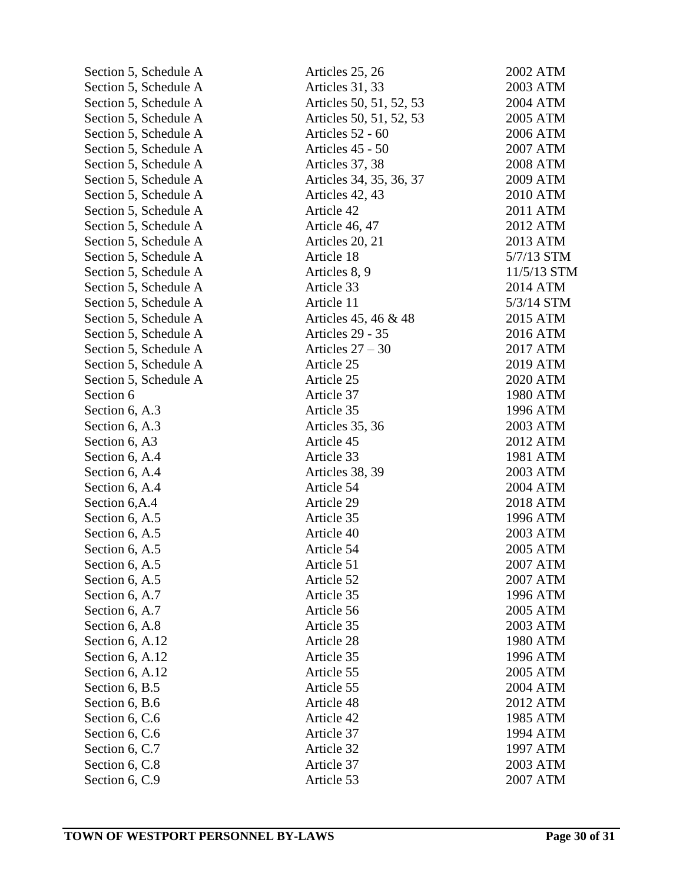| | | |
|---|---|---|
| Section 5, Schedule A | Articles 25, 26 | 2002 ATM |
| Section 5, Schedule A | Articles 31, 33 | 2003 ATM |
| Section 5, Schedule A | Articles 50, 51, 52, 53 | 2004 ATM |
| Section 5, Schedule A | Articles 50, 51, 52, 53 | 2005 ATM |
| Section 5, Schedule A | Articles 52 - 60 | 2006 ATM |
| Section 5, Schedule A | Articles 45 - 50 | 2007 ATM |
| Section 5, Schedule A | Articles 37, 38 | 2008 ATM |
| Section 5, Schedule A | Articles 34, 35, 36, 37 | 2009 ATM |
| Section 5, Schedule A | Articles 42, 43 | 2010 ATM |
| Section 5, Schedule A | Article 42 | 2011 ATM |
| Section 5, Schedule A | Article 46, 47 | 2012 ATM |
| Section 5, Schedule A | Articles 20, 21 | 2013 ATM |
| Section 5, Schedule A | Article 18 | 5/7/13 STM |
| Section 5, Schedule A | Articles 8, 9 | 11/5/13 STM |
| Section 5, Schedule A | Article 33 | 2014 ATM |
| Section 5, Schedule A | Article 11 | 5/3/14 STM |
| Section 5, Schedule A | Articles 45, 46 & 48 | 2015 ATM |
| Section 5, Schedule A | Articles 29 - 35 | 2016 ATM |
| Section 5, Schedule A | Articles 27 – 30 | 2017 ATM |
| Section 5, Schedule A | Article 25 | 2019 ATM |
| Section 5, Schedule A | Article 25 | 2020 ATM |
| Section 6 | Article 37 | 1980 ATM |
| Section 6, A.3 | Article 35 | 1996 ATM |
| Section 6, A.3 | Articles 35, 36 | 2003 ATM |
| Section 6, A3 | Article 45 | 2012 ATM |
| Section 6, A.4 | Article 33 | 1981 ATM |
| Section 6, A.4 | Articles 38, 39 | 2003 ATM |
| Section 6, A.4 | Article 54 | 2004 ATM |
| Section 6,A.4 | Article 29 | 2018 ATM |
| Section 6, A.5 | Article 35 | 1996 ATM |
| Section 6, A.5 | Article 40 | 2003 ATM |
| Section 6, A.5 | Article 54 | 2005 ATM |
| Section 6, A.5 | Article 51 | 2007 ATM |
| Section 6, A.5 | Article 52 | 2007 ATM |
| Section 6, A.7 | Article 35 | 1996 ATM |
| Section 6, A.7 | Article 56 | 2005 ATM |
| Section 6, A.8 | Article 35 | 2003 ATM |
| Section 6, A.12 | Article 28 | 1980 ATM |
| Section 6, A.12 | Article 35 | 1996 ATM |
| Section 6, A.12 | Article 55 | 2005 ATM |
| Section 6, B.5 | Article 55 | 2004 ATM |
| Section 6, B.6 | Article 48 | 2012 ATM |
| Section 6, C.6 | Article 42 | 1985 ATM |
| Section 6, C.6 | Article 37 | 1994 ATM |
| Section 6, C.7 | Article 32 | 1997 ATM |
| Section 6, C.8 | Article 37 | 2003 ATM |
| Section 6, C.9 | Article 53 | 2007 ATM |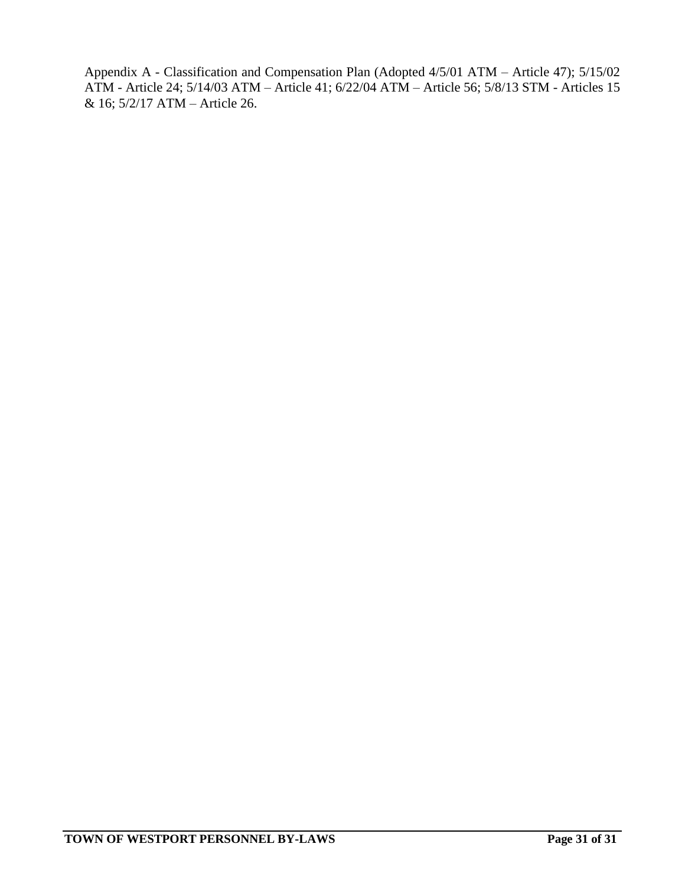Appendix A - Classification and Compensation Plan (Adopted 4/5/01 ATM – Article 47); 5/15/02 ATM - Article 24; 5/14/03 ATM – Article 41; 6/22/04 ATM – Article 56; 5/8/13 STM - Articles 15 & 16; 5/2/17 ATM – Article 26.